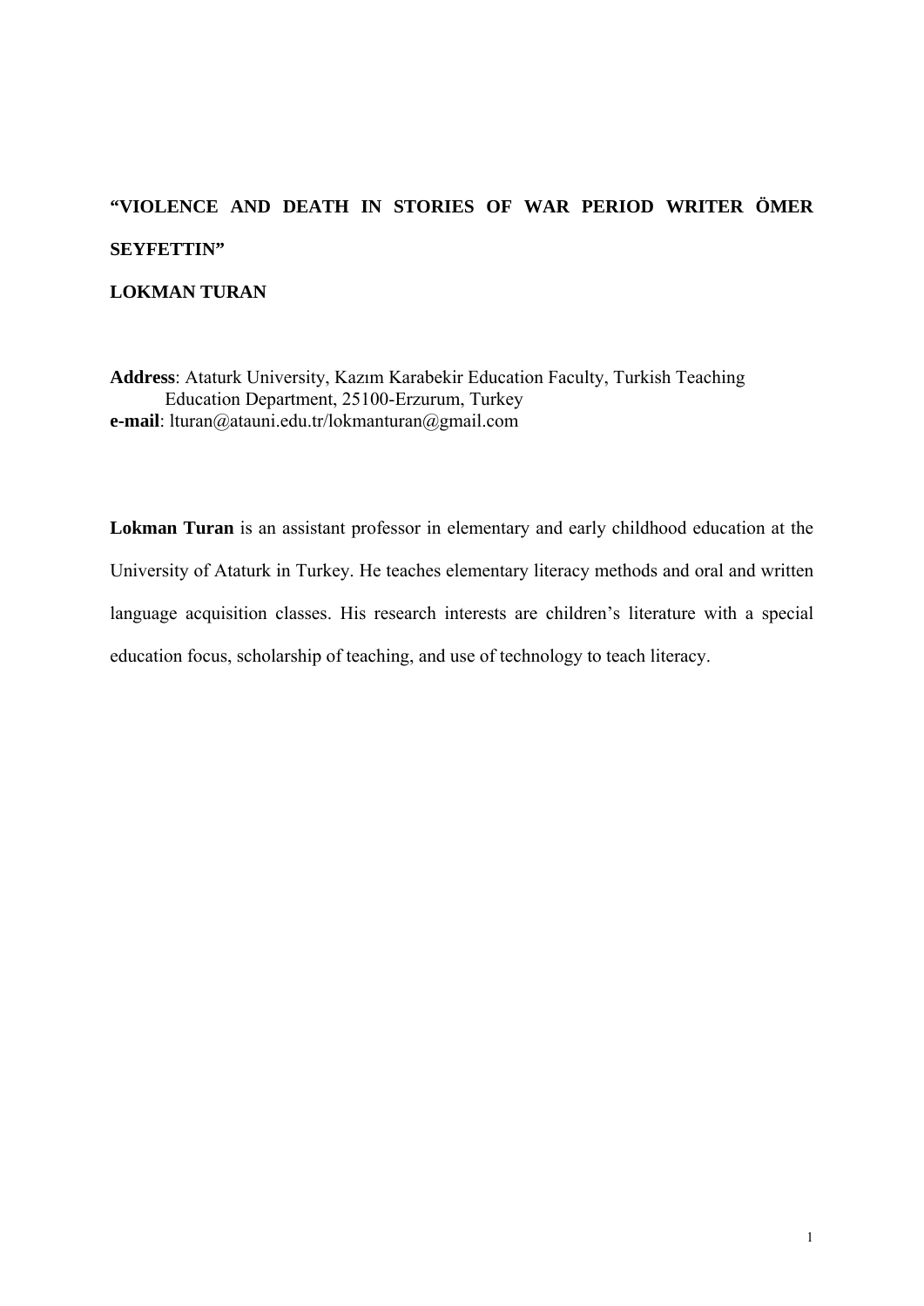# "VIOLENCE AND DEATH IN STORIES OF WAR PERIOD WRITER ÖMER SEYFETTIN"

**LOKMAN TURAN**

**Address**: Ataturk University, Kazım Karabekir Education Faculty, Turkish Teaching Education Department, 25100-Erzurum, Turkey
**e-mail**: lturan@atauni.edu.tr/lokmanturan@gmail.com

**Lokman Turan** is an assistant professor in elementary and early childhood education at the University of Ataturk in Turkey. He teaches elementary literacy methods and oral and written language acquisition classes. His research interests are children's literature with a special education focus, scholarship of teaching, and use of technology to teach literacy.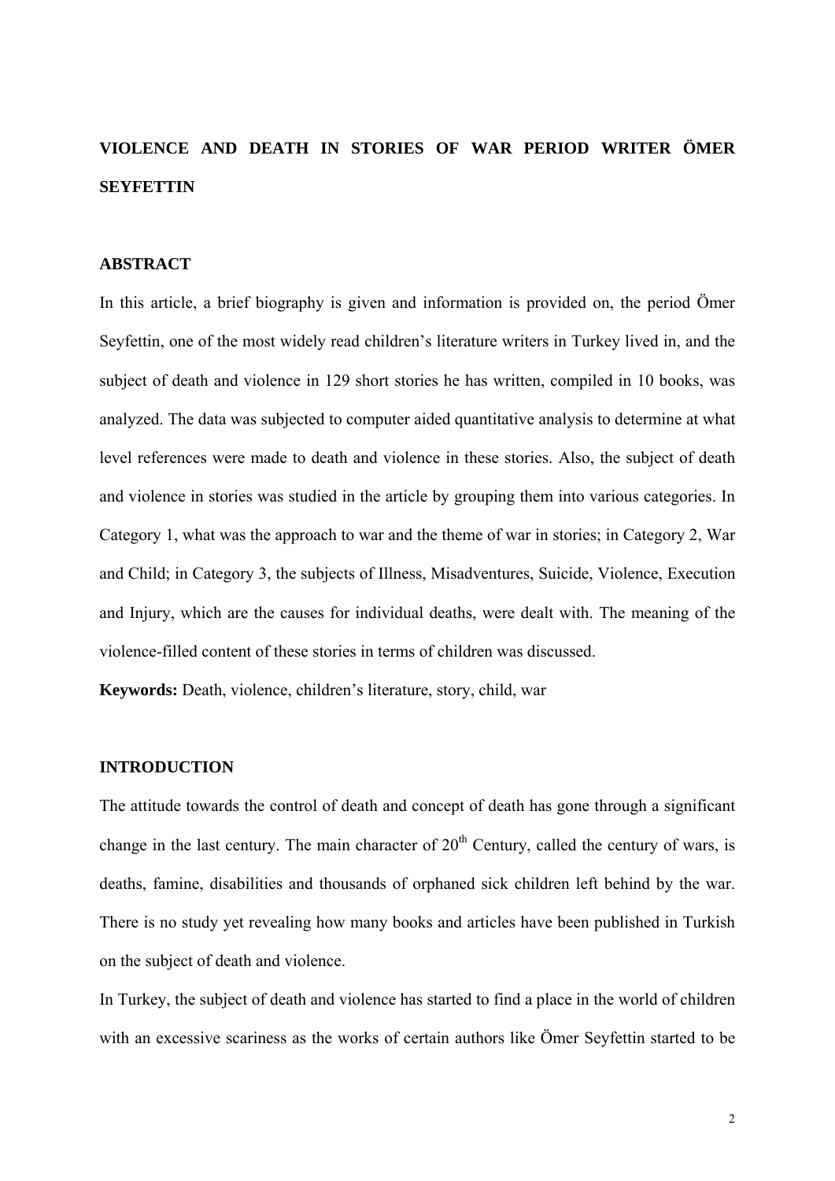# VIOLENCE AND DEATH IN STORIES OF WAR PERIOD WRITER ÖMER SEYFETTIN

## ABSTRACT

In this article, a brief biography is given and information is provided on, the period Ömer Seyfettin, one of the most widely read children's literature writers in Turkey lived in, and the subject of death and violence in 129 short stories he has written, compiled in 10 books, was analyzed. The data was subjected to computer aided quantitative analysis to determine at what level references were made to death and violence in these stories. Also, the subject of death and violence in stories was studied in the article by grouping them into various categories. In Category 1, what was the approach to war and the theme of war in stories; in Category 2, War and Child; in Category 3, the subjects of Illness, Misadventures, Suicide, Violence, Execution and Injury, which are the causes for individual deaths, were dealt with. The meaning of the violence-filled content of these stories in terms of children was discussed.

**Keywords:** Death, violence, children's literature, story, child, war

## INTRODUCTION

The attitude towards the control of death and concept of death has gone through a significant change in the last century. The main character of 20th Century, called the century of wars, is deaths, famine, disabilities and thousands of orphaned sick children left behind by the war. There is no study yet revealing how many books and articles have been published in Turkish on the subject of death and violence.

In Turkey, the subject of death and violence has started to find a place in the world of children with an excessive scariness as the works of certain authors like Ömer Seyfettin started to be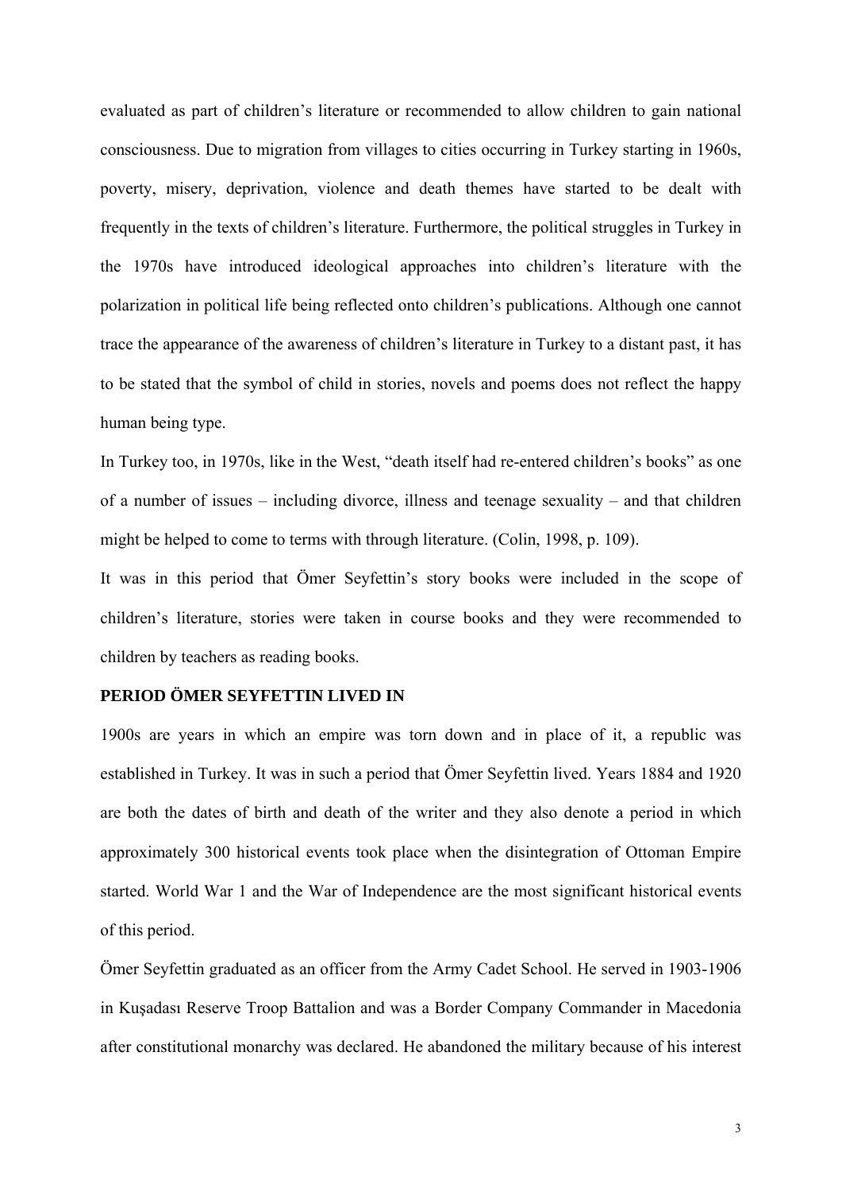evaluated as part of children's literature or recommended to allow children to gain national consciousness. Due to migration from villages to cities occurring in Turkey starting in 1960s, poverty, misery, deprivation, violence and death themes have started to be dealt with frequently in the texts of children's literature. Furthermore, the political struggles in Turkey in the 1970s have introduced ideological approaches into children's literature with the polarization in political life being reflected onto children's publications. Although one cannot trace the appearance of the awareness of children's literature in Turkey to a distant past, it has to be stated that the symbol of child in stories, novels and poems does not reflect the happy human being type.

In Turkey too, in 1970s, like in the West, "death itself had re-entered children's books" as one of a number of issues – including divorce, illness and teenage sexuality – and that children might be helped to come to terms with through literature. (Colin, 1998, p. 109).

It was in this period that Ömer Seyfettin's story books were included in the scope of children's literature, stories were taken in course books and they were recommended to children by teachers as reading books.

**PERIOD ÖMER SEYFETTIN LIVED IN**

1900s are years in which an empire was torn down and in place of it, a republic was established in Turkey. It was in such a period that Ömer Seyfettin lived. Years 1884 and 1920 are both the dates of birth and death of the writer and they also denote a period in which approximately 300 historical events took place when the disintegration of Ottoman Empire started. World War 1 and the War of Independence are the most significant historical events of this period.

Ömer Seyfettin graduated as an officer from the Army Cadet School. He served in 1903-1906 in Kuşadası Reserve Troop Battalion and was a Border Company Commander in Macedonia after constitutional monarchy was declared. He abandoned the military because of his interest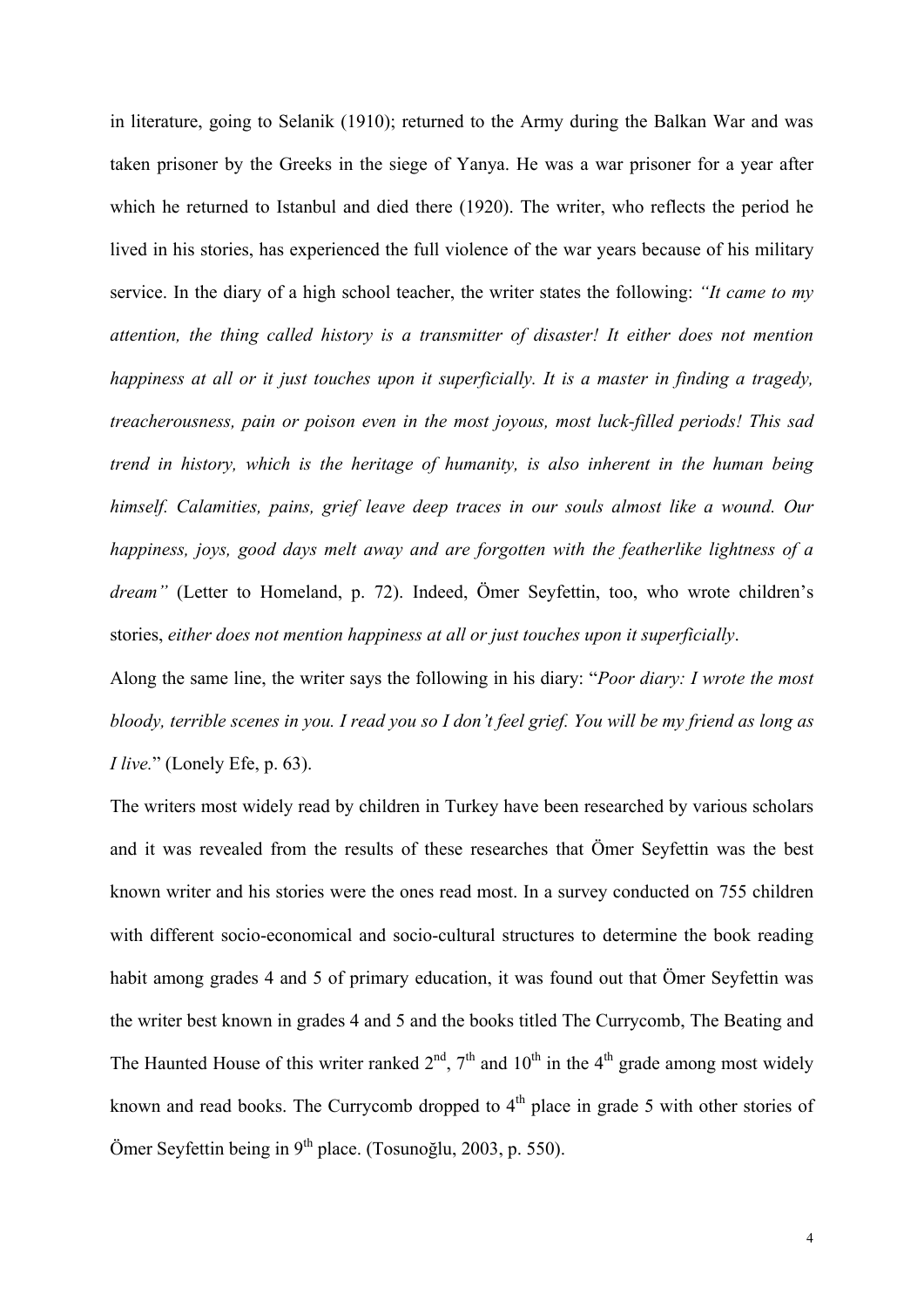in literature, going to Selanik (1910); returned to the Army during the Balkan War and was taken prisoner by the Greeks in the siege of Yanya. He was a war prisoner for a year after which he returned to Istanbul and died there (1920). The writer, who reflects the period he lived in his stories, has experienced the full violence of the war years because of his military service. In the diary of a high school teacher, the writer states the following: *"It came to my attention, the thing called history is a transmitter of disaster! It either does not mention happiness at all or it just touches upon it superficially. It is a master in finding a tragedy, treacherousness, pain or poison even in the most joyous, most luck-filled periods! This sad trend in history, which is the heritage of humanity, is also inherent in the human being himself. Calamities, pains, grief leave deep traces in our souls almost like a wound. Our happiness, joys, good days melt away and are forgotten with the featherlike lightness of a dream"* (Letter to Homeland, p. 72). Indeed, Ömer Seyfettin, too, who wrote children's stories, *either does not mention happiness at all or just touches upon it superficially*.

Along the same line, the writer says the following in his diary: "*Poor diary: I wrote the most bloody, terrible scenes in you. I read you so I don't feel grief. You will be my friend as long as I live.*" (Lonely Efe, p. 63).

The writers most widely read by children in Turkey have been researched by various scholars and it was revealed from the results of these researches that Ömer Seyfettin was the best known writer and his stories were the ones read most. In a survey conducted on 755 children with different socio-economical and socio-cultural structures to determine the book reading habit among grades 4 and 5 of primary education, it was found out that Ömer Seyfettin was the writer best known in grades 4 and 5 and the books titled The Currycomb, The Beating and The Haunted House of this writer ranked 2nd, 7th and 10th in the 4th grade among most widely known and read books. The Currycomb dropped to 4th place in grade 5 with other stories of Ömer Seyfettin being in 9th place. (Tosunoğlu, 2003, p. 550).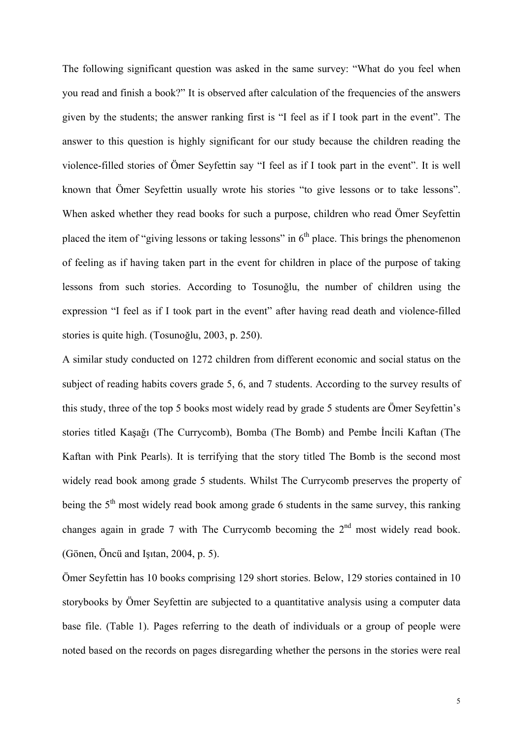The following significant question was asked in the same survey: "What do you feel when you read and finish a book?" It is observed after calculation of the frequencies of the answers given by the students; the answer ranking first is "I feel as if I took part in the event". The answer to this question is highly significant for our study because the children reading the violence-filled stories of Ömer Seyfettin say "I feel as if I took part in the event". It is well known that Ömer Seyfettin usually wrote his stories "to give lessons or to take lessons". When asked whether they read books for such a purpose, children who read Ömer Seyfettin placed the item of "giving lessons or taking lessons" in 6th place. This brings the phenomenon of feeling as if having taken part in the event for children in place of the purpose of taking lessons from such stories. According to Tosunoğlu, the number of children using the expression "I feel as if I took part in the event" after having read death and violence-filled stories is quite high. (Tosunoğlu, 2003, p. 250).

A similar study conducted on 1272 children from different economic and social status on the subject of reading habits covers grade 5, 6, and 7 students. According to the survey results of this study, three of the top 5 books most widely read by grade 5 students are Ömer Seyfettin's stories titled Kaşağı (The Currycomb), Bomba (The Bomb) and Pembe İncili Kaftan (The Kaftan with Pink Pearls). It is terrifying that the story titled The Bomb is the second most widely read book among grade 5 students. Whilst The Currycomb preserves the property of being the 5th most widely read book among grade 6 students in the same survey, this ranking changes again in grade 7 with The Currycomb becoming the 2nd most widely read book. (Gönen, Öncü and Işıtan, 2004, p. 5).

Ömer Seyfettin has 10 books comprising 129 short stories. Below, 129 stories contained in 10 storybooks by Ömer Seyfettin are subjected to a quantitative analysis using a computer data base file. (Table 1). Pages referring to the death of individuals or a group of people were noted based on the records on pages disregarding whether the persons in the stories were real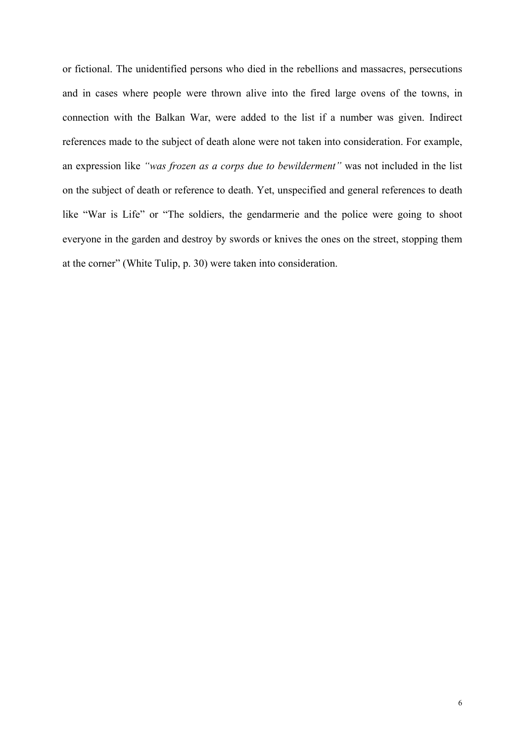or fictional. The unidentified persons who died in the rebellions and massacres, persecutions and in cases where people were thrown alive into the fired large ovens of the towns, in connection with the Balkan War, were added to the list if a number was given. Indirect references made to the subject of death alone were not taken into consideration. For example, an expression like *"was frozen as a corps due to bewilderment"* was not included in the list on the subject of death or reference to death. Yet, unspecified and general references to death like "War is Life" or "The soldiers, the gendarmerie and the police were going to shoot everyone in the garden and destroy by swords or knives the ones on the street, stopping them at the corner" (White Tulip, p. 30) were taken into consideration.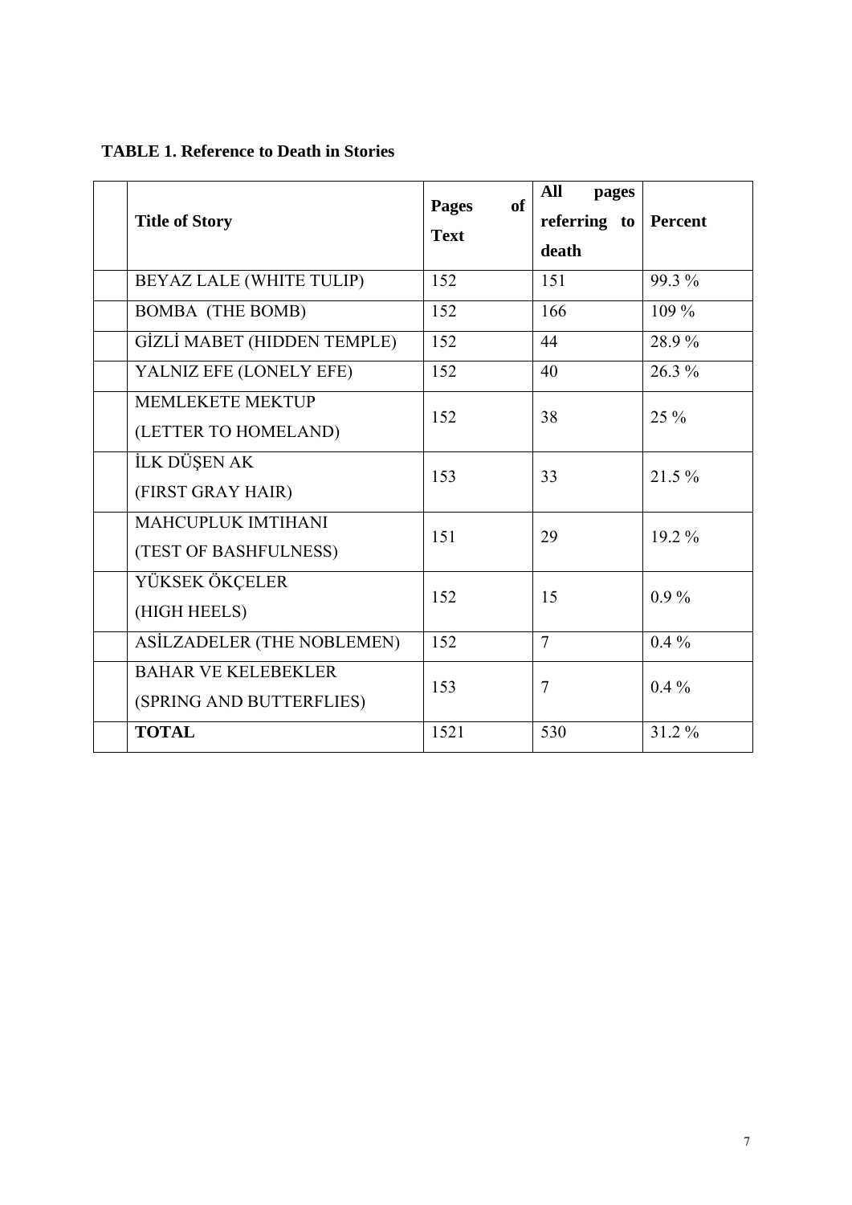**TABLE 1. Reference to Death in Stories**

| | Title of Story | Pages of Text | All pages referring to death | Percent |
|---|---|---|---|---|
| | BEYAZ LALE (WHITE TULIP) | 152 | 151 | 99.3 % |
| | BOMBA (THE BOMB) | 152 | 166 | 109 % |
| | GİZLİ MABET (HIDDEN TEMPLE) | 152 | 44 | 28.9 % |
| | YALNIZ EFE (LONELY EFE) | 152 | 40 | 26.3 % |
| | MEMLEKETE MEKTUP (LETTER TO HOMELAND) | 152 | 38 | 25 % |
| | İLK DÜŞEN AK (FIRST GRAY HAIR) | 153 | 33 | 21.5 % |
| | MAHCUPLUK IMTIHANI (TEST OF BASHFULNESS) | 151 | 29 | 19.2 % |
| | YÜKSEK ÖKÇELER (HIGH HEELS) | 152 | 15 | 0.9 % |
| | ASİLZADELER (THE NOBLEMEN) | 152 | 7 | 0.4 % |
| | BAHAR VE KELEBEKLER (SPRING AND BUTTERFLIES) | 153 | 7 | 0.4 % |
| | **TOTAL** | 1521 | 530 | 31.2 % |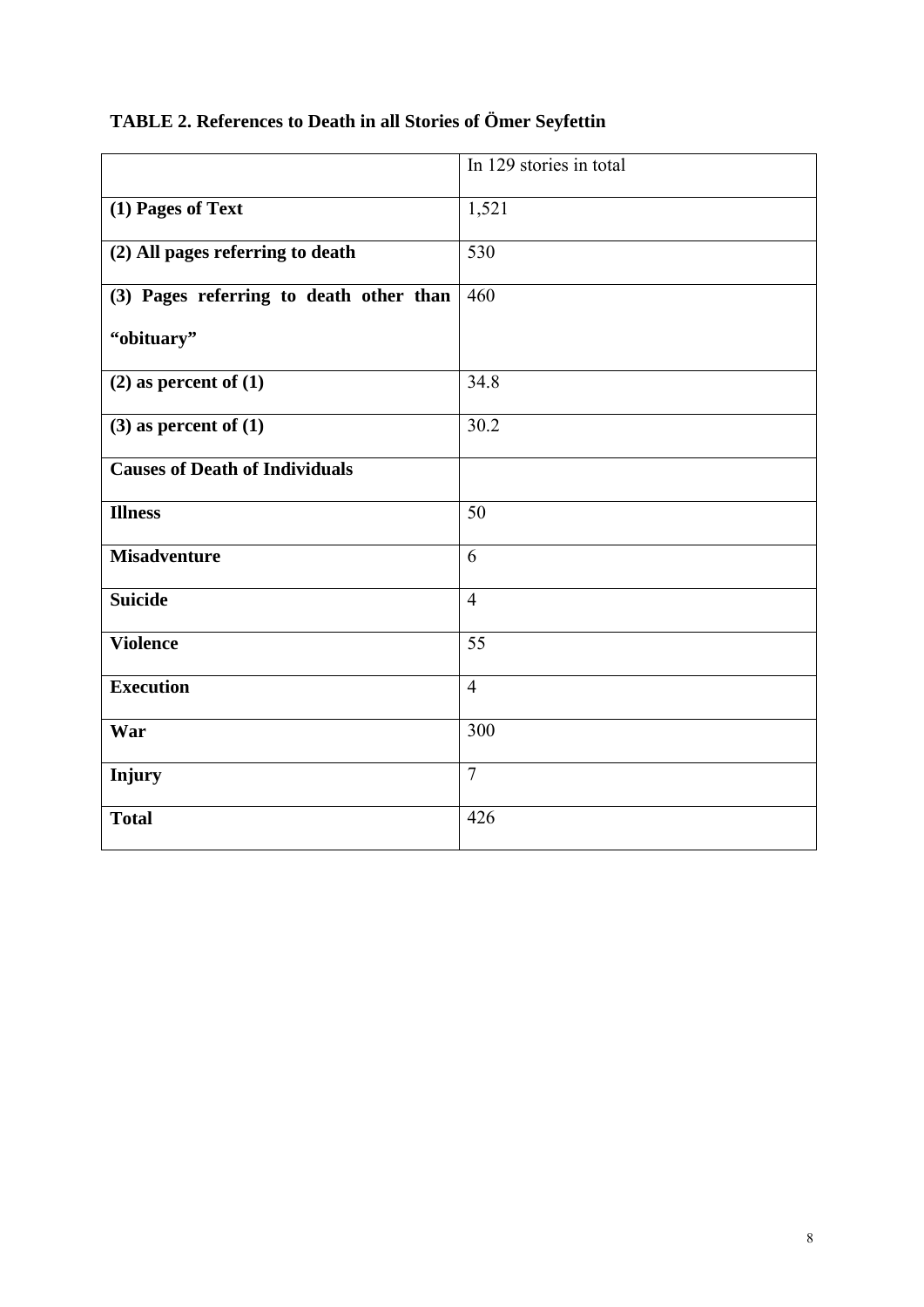**TABLE 2. References to Death in all Stories of Ömer Seyfettin**

| | In 129 stories in total |
|---|---|
| **(1) Pages of Text** | 1,521 |
| **(2) All pages referring to death** | 530 |
| **(3) Pages referring to death other than "obituary"** | 460 |
| **(2) as percent of (1)** | 34.8 |
| **(3) as percent of (1)** | 30.2 |
| **Causes of Death of Individuals** | |
| **Illness** | 50 |
| **Misadventure** | 6 |
| **Suicide** | 4 |
| **Violence** | 55 |
| **Execution** | 4 |
| **War** | 300 |
| **Injury** | 7 |
| **Total** | 426 |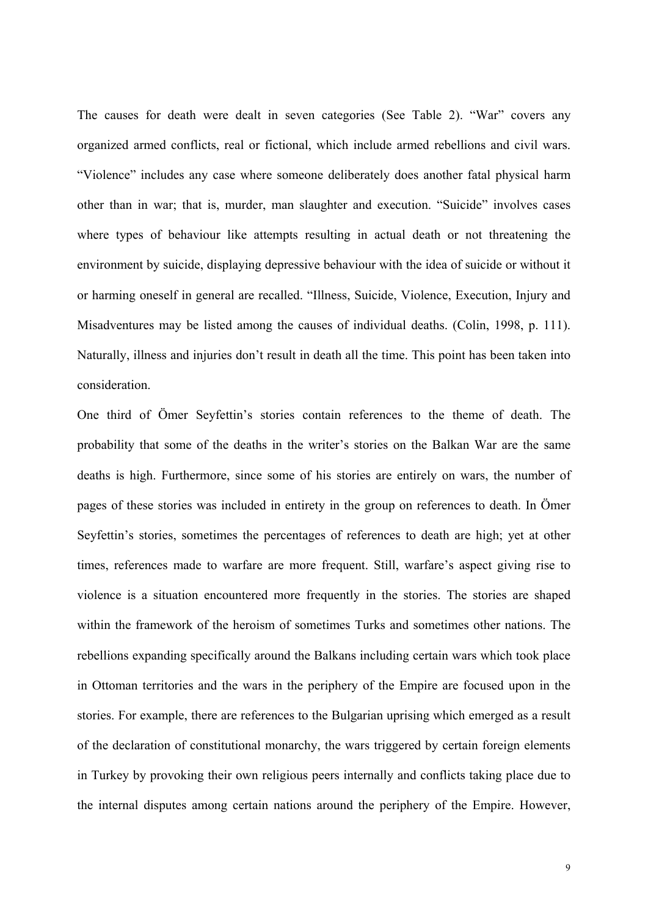The causes for death were dealt in seven categories (See Table 2). “War” covers any organized armed conflicts, real or fictional, which include armed rebellions and civil wars. “Violence” includes any case where someone deliberately does another fatal physical harm other than in war; that is, murder, man slaughter and execution. “Suicide” involves cases where types of behaviour like attempts resulting in actual death or not threatening the environment by suicide, displaying depressive behaviour with the idea of suicide or without it or harming oneself in general are recalled. “Illness, Suicide, Violence, Execution, Injury and Misadventures may be listed among the causes of individual deaths. (Colin, 1998, p. 111). Naturally, illness and injuries don’t result in death all the time. This point has been taken into consideration.

One third of Ömer Seyfettin’s stories contain references to the theme of death. The probability that some of the deaths in the writer’s stories on the Balkan War are the same deaths is high. Furthermore, since some of his stories are entirely on wars, the number of pages of these stories was included in entirety in the group on references to death. In Ömer Seyfettin’s stories, sometimes the percentages of references to death are high; yet at other times, references made to warfare are more frequent. Still, warfare’s aspect giving rise to violence is a situation encountered more frequently in the stories. The stories are shaped within the framework of the heroism of sometimes Turks and sometimes other nations. The rebellions expanding specifically around the Balkans including certain wars which took place in Ottoman territories and the wars in the periphery of the Empire are focused upon in the stories. For example, there are references to the Bulgarian uprising which emerged as a result of the declaration of constitutional monarchy, the wars triggered by certain foreign elements in Turkey by provoking their own religious peers internally and conflicts taking place due to the internal disputes among certain nations around the periphery of the Empire. However,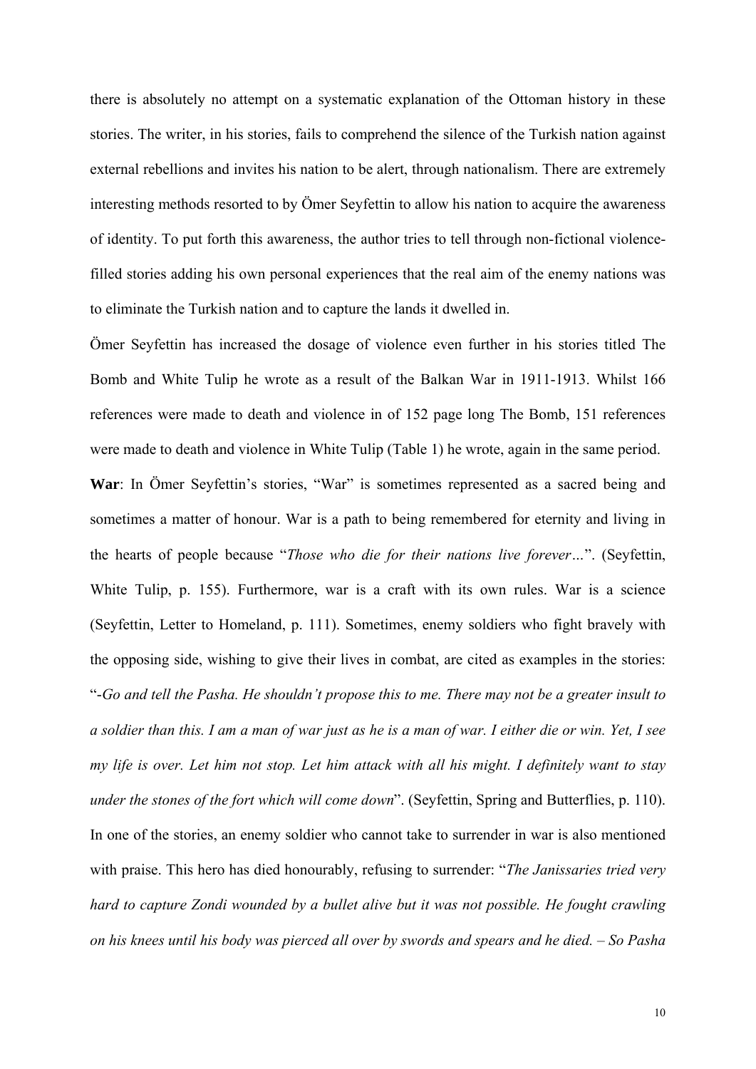there is absolutely no attempt on a systematic explanation of the Ottoman history in these stories. The writer, in his stories, fails to comprehend the silence of the Turkish nation against external rebellions and invites his nation to be alert, through nationalism. There are extremely interesting methods resorted to by Ömer Seyfettin to allow his nation to acquire the awareness of identity. To put forth this awareness, the author tries to tell through non-fictional violence-filled stories adding his own personal experiences that the real aim of the enemy nations was to eliminate the Turkish nation and to capture the lands it dwelled in.

Ömer Seyfettin has increased the dosage of violence even further in his stories titled The Bomb and White Tulip he wrote as a result of the Balkan War in 1911-1913. Whilst 166 references were made to death and violence in of 152 page long The Bomb, 151 references were made to death and violence in White Tulip (Table 1) he wrote, again in the same period.

**War**: In Ömer Seyfettin's stories, "War" is sometimes represented as a sacred being and sometimes a matter of honour. War is a path to being remembered for eternity and living in the hearts of people because "*Those who die for their nations live forever…*". (Seyfettin, White Tulip, p. 155). Furthermore, war is a craft with its own rules. War is a science (Seyfettin, Letter to Homeland, p. 111). Sometimes, enemy soldiers who fight bravely with the opposing side, wishing to give their lives in combat, are cited as examples in the stories: "*-Go and tell the Pasha. He shouldn't propose this to me. There may not be a greater insult to a soldier than this. I am a man of war just as he is a man of war. I either die or win. Yet, I see my life is over. Let him not stop. Let him attack with all his might. I definitely want to stay under the stones of the fort which will come down*". (Seyfettin, Spring and Butterflies, p. 110). In one of the stories, an enemy soldier who cannot take to surrender in war is also mentioned with praise. This hero has died honourably, refusing to surrender: "*The Janissaries tried very hard to capture Zondi wounded by a bullet alive but it was not possible. He fought crawling on his knees until his body was pierced all over by swords and spears and he died. – So Pasha*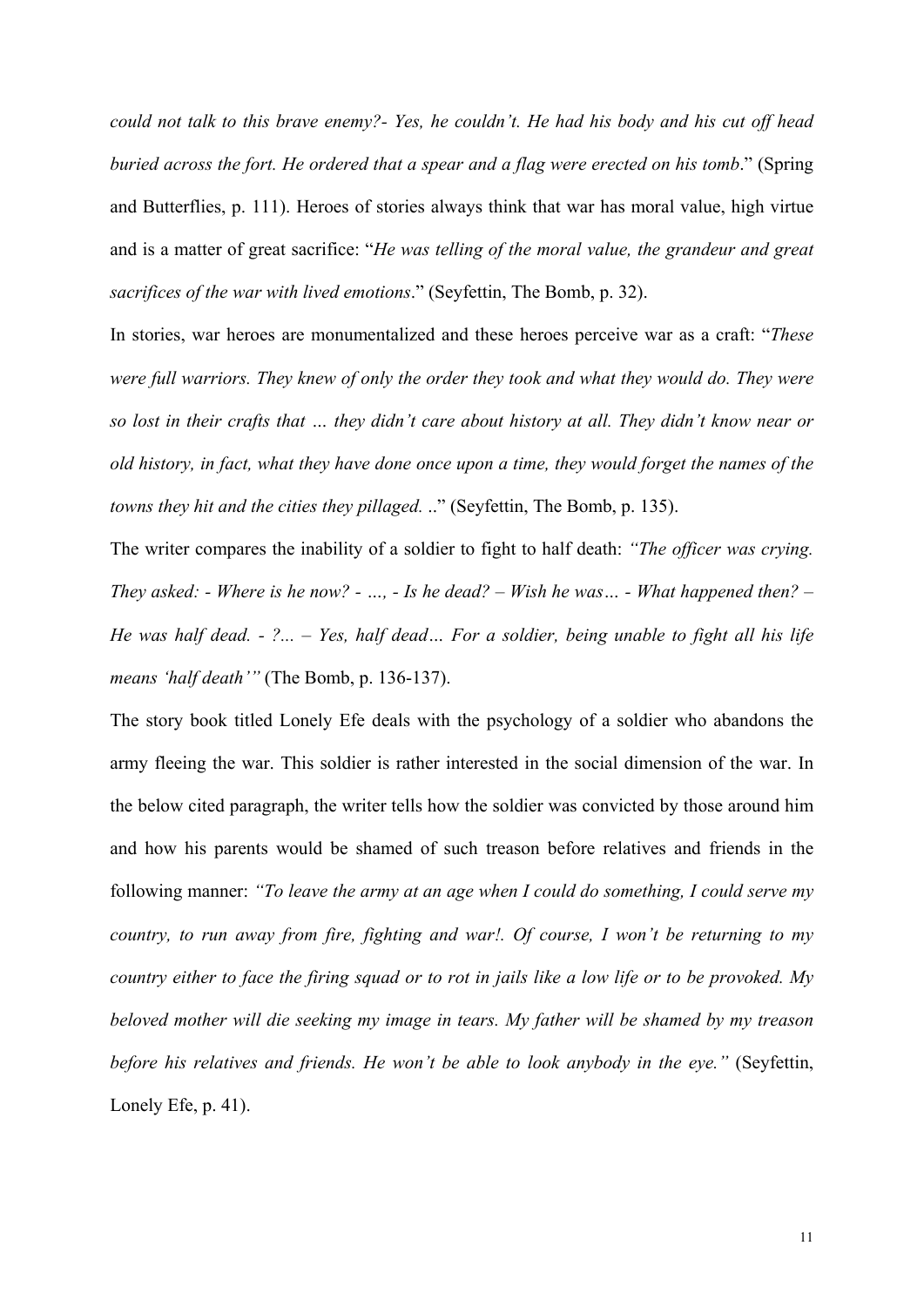*could not talk to this brave enemy?- Yes, he couldn't. He had his body and his cut off head buried across the fort. He ordered that a spear and a flag were erected on his tomb*." (Spring and Butterflies, p. 111). Heroes of stories always think that war has moral value, high virtue and is a matter of great sacrifice: "*He was telling of the moral value, the grandeur and great sacrifices of the war with lived emotions*." (Seyfettin, The Bomb, p. 32).

In stories, war heroes are monumentalized and these heroes perceive war as a craft: "*These were full warriors. They knew of only the order they took and what they would do. They were so lost in their crafts that … they didn't care about history at all. They didn't know near or old history, in fact, what they have done once upon a time, they would forget the names of the towns they hit and the cities they pillaged.* .." (Seyfettin, The Bomb, p. 135).

The writer compares the inability of a soldier to fight to half death: *"The officer was crying. They asked: - Where is he now? - …, - Is he dead? – Wish he was… - What happened then? – He was half dead. - ?... – Yes, half dead… For a soldier, being unable to fight all his life means 'half death'"* (The Bomb, p. 136-137).

The story book titled Lonely Efe deals with the psychology of a soldier who abandons the army fleeing the war. This soldier is rather interested in the social dimension of the war. In the below cited paragraph, the writer tells how the soldier was convicted by those around him and how his parents would be shamed of such treason before relatives and friends in the following manner: *"To leave the army at an age when I could do something, I could serve my country, to run away from fire, fighting and war!. Of course, I won't be returning to my country either to face the firing squad or to rot in jails like a low life or to be provoked. My beloved mother will die seeking my image in tears. My father will be shamed by my treason before his relatives and friends. He won't be able to look anybody in the eye."* (Seyfettin, Lonely Efe, p. 41).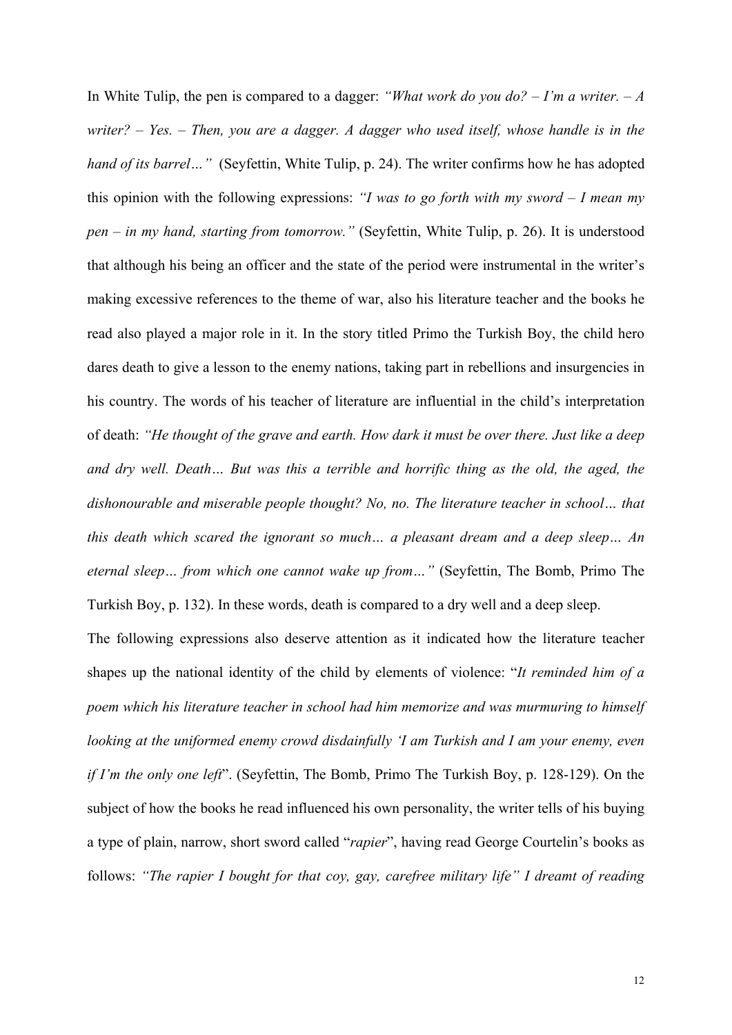In White Tulip, the pen is compared to a dagger: *"What work do you do? – I'm a writer. – A writer? – Yes. – Then, you are a dagger. A dagger who used itself, whose handle is in the hand of its barrel…"* (Seyfettin, White Tulip, p. 24). The writer confirms how he has adopted this opinion with the following expressions: *"I was to go forth with my sword – I mean my pen – in my hand, starting from tomorrow."* (Seyfettin, White Tulip, p. 26). It is understood that although his being an officer and the state of the period were instrumental in the writer's making excessive references to the theme of war, also his literature teacher and the books he read also played a major role in it. In the story titled Primo the Turkish Boy, the child hero dares death to give a lesson to the enemy nations, taking part in rebellions and insurgencies in his country. The words of his teacher of literature are influential in the child's interpretation of death: *"He thought of the grave and earth. How dark it must be over there. Just like a deep and dry well. Death… But was this a terrible and horrific thing as the old, the aged, the dishonourable and miserable people thought? No, no. The literature teacher in school… that this death which scared the ignorant so much… a pleasant dream and a deep sleep… An eternal sleep… from which one cannot wake up from…"* (Seyfettin, The Bomb, Primo The Turkish Boy, p. 132). In these words, death is compared to a dry well and a deep sleep.

The following expressions also deserve attention as it indicated how the literature teacher shapes up the national identity of the child by elements of violence: "*It reminded him of a poem which his literature teacher in school had him memorize and was murmuring to himself looking at the uniformed enemy crowd disdainfully 'I am Turkish and I am your enemy, even if I'm the only one left*". (Seyfettin, The Bomb, Primo The Turkish Boy, p. 128-129). On the subject of how the books he read influenced his own personality, the writer tells of his buying a type of plain, narrow, short sword called "*rapier*", having read George Courtelin's books as follows: *"The rapier I bought for that coy, gay, carefree military life" I dreamt of reading*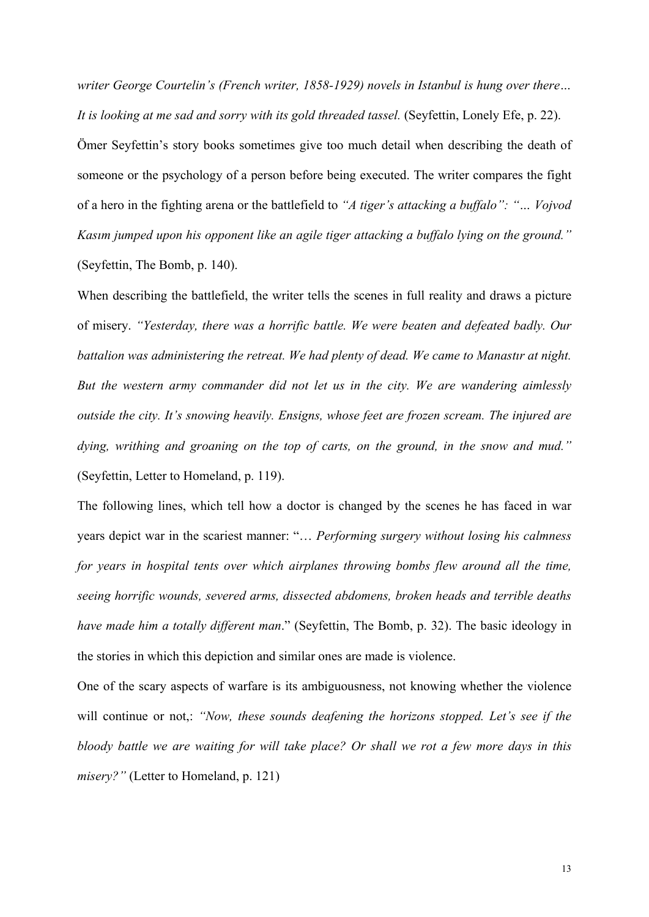*writer George Courtelin's (French writer, 1858-1929) novels in Istanbul is hung over there… It is looking at me sad and sorry with its gold threaded tassel.* (Seyfettin, Lonely Efe, p. 22).

Ömer Seyfettin's story books sometimes give too much detail when describing the death of someone or the psychology of a person before being executed. The writer compares the fight of a hero in the fighting arena or the battlefield to *"A tiger's attacking a buffalo": "… Vojvod Kasım jumped upon his opponent like an agile tiger attacking a buffalo lying on the ground."* (Seyfettin, The Bomb, p. 140).

When describing the battlefield, the writer tells the scenes in full reality and draws a picture of misery. *"Yesterday, there was a horrific battle. We were beaten and defeated badly. Our battalion was administering the retreat. We had plenty of dead. We came to Manastır at night. But the western army commander did not let us in the city. We are wandering aimlessly outside the city. It's snowing heavily. Ensigns, whose feet are frozen scream. The injured are dying, writhing and groaning on the top of carts, on the ground, in the snow and mud."* (Seyfettin, Letter to Homeland, p. 119).

The following lines, which tell how a doctor is changed by the scenes he has faced in war years depict war in the scariest manner: "… *Performing surgery without losing his calmness for years in hospital tents over which airplanes throwing bombs flew around all the time, seeing horrific wounds, severed arms, dissected abdomens, broken heads and terrible deaths have made him a totally different man*." (Seyfettin, The Bomb, p. 32). The basic ideology in the stories in which this depiction and similar ones are made is violence.

One of the scary aspects of warfare is its ambiguousness, not knowing whether the violence will continue or not,: *"Now, these sounds deafening the horizons stopped. Let's see if the bloody battle we are waiting for will take place? Or shall we rot a few more days in this misery?"* (Letter to Homeland, p. 121)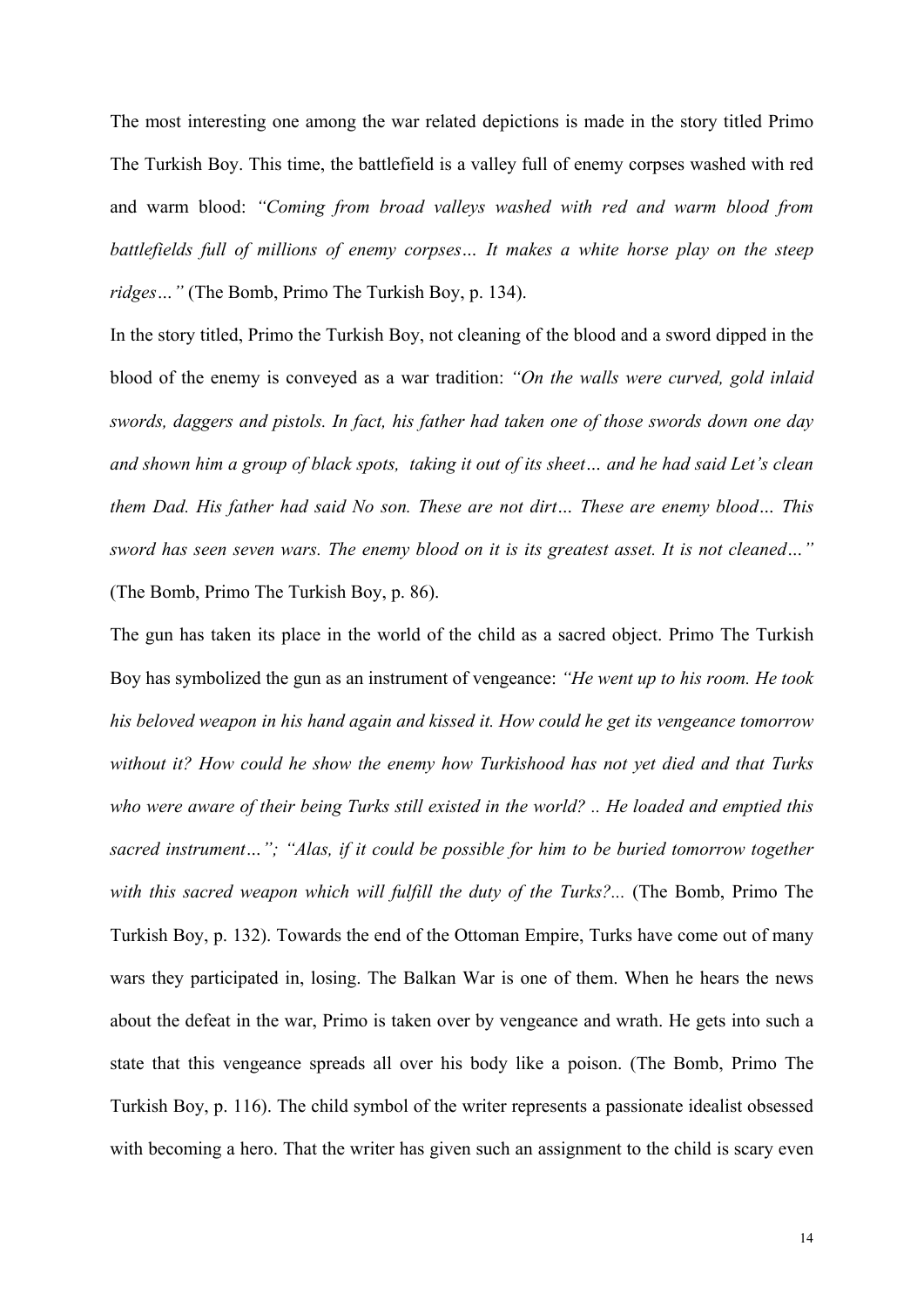The most interesting one among the war related depictions is made in the story titled Primo The Turkish Boy. This time, the battlefield is a valley full of enemy corpses washed with red and warm blood: *"Coming from broad valleys washed with red and warm blood from battlefields full of millions of enemy corpses… It makes a white horse play on the steep ridges…"* (The Bomb, Primo The Turkish Boy, p. 134).

In the story titled, Primo the Turkish Boy, not cleaning of the blood and a sword dipped in the blood of the enemy is conveyed as a war tradition: *"On the walls were curved, gold inlaid swords, daggers and pistols. In fact, his father had taken one of those swords down one day and shown him a group of black spots, taking it out of its sheet… and he had said Let's clean them Dad. His father had said No son. These are not dirt… These are enemy blood… This sword has seen seven wars. The enemy blood on it is its greatest asset. It is not cleaned…"* (The Bomb, Primo The Turkish Boy, p. 86).

The gun has taken its place in the world of the child as a sacred object. Primo The Turkish Boy has symbolized the gun as an instrument of vengeance: *"He went up to his room. He took his beloved weapon in his hand again and kissed it. How could he get its vengeance tomorrow without it? How could he show the enemy how Turkishood has not yet died and that Turks who were aware of their being Turks still existed in the world? .. He loaded and emptied this sacred instrument…"; "Alas, if it could be possible for him to be buried tomorrow together with this sacred weapon which will fulfill the duty of the Turks?...* (The Bomb, Primo The Turkish Boy, p. 132). Towards the end of the Ottoman Empire, Turks have come out of many wars they participated in, losing. The Balkan War is one of them. When he hears the news about the defeat in the war, Primo is taken over by vengeance and wrath. He gets into such a state that this vengeance spreads all over his body like a poison. (The Bomb, Primo The Turkish Boy, p. 116). The child symbol of the writer represents a passionate idealist obsessed with becoming a hero. That the writer has given such an assignment to the child is scary even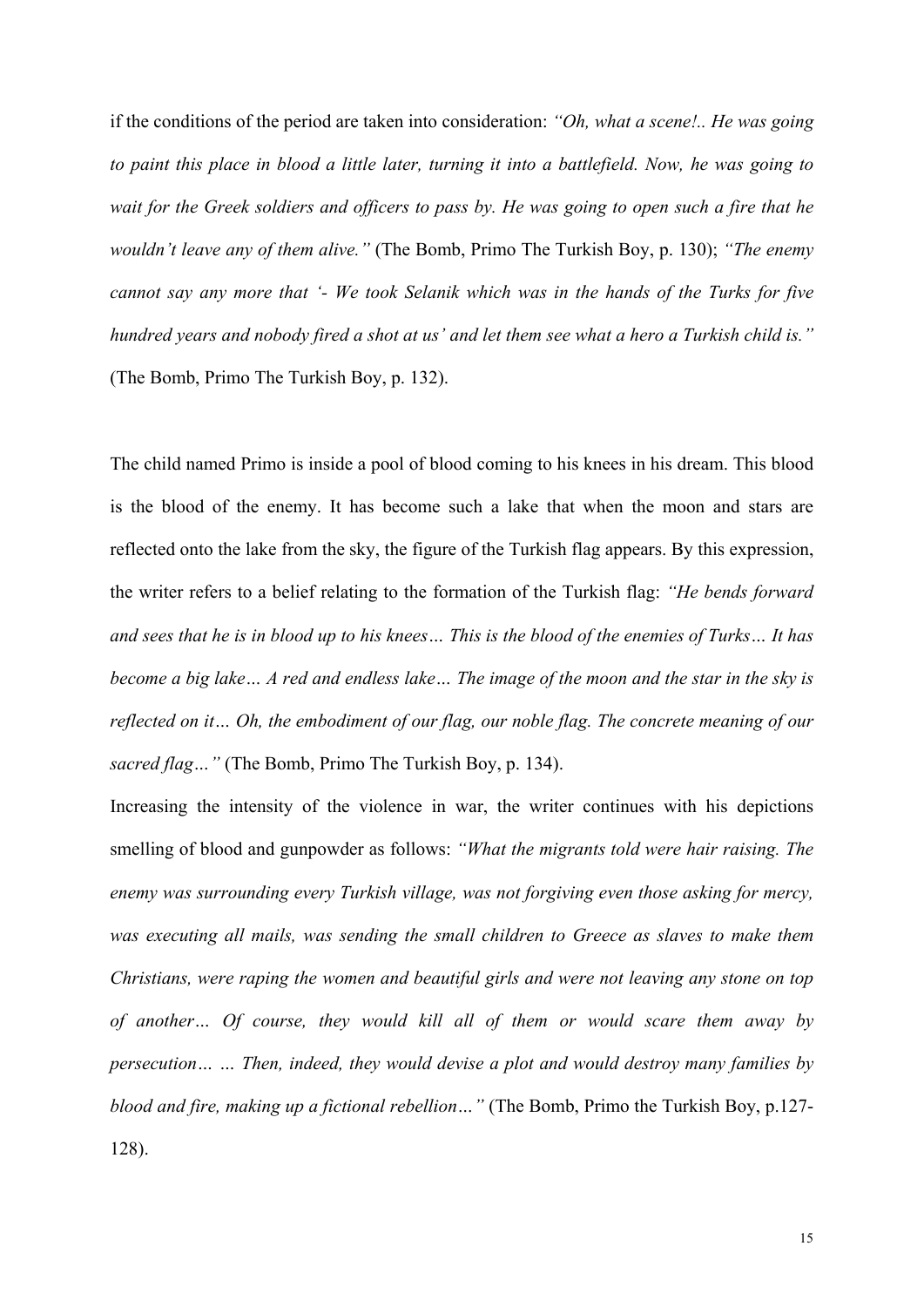if the conditions of the period are taken into consideration: *"Oh, what a scene!.. He was going to paint this place in blood a little later, turning it into a battlefield. Now, he was going to wait for the Greek soldiers and officers to pass by. He was going to open such a fire that he wouldn't leave any of them alive."* (The Bomb, Primo The Turkish Boy, p. 130); *"The enemy cannot say any more that '- We took Selanik which was in the hands of the Turks for five hundred years and nobody fired a shot at us' and let them see what a hero a Turkish child is."* (The Bomb, Primo The Turkish Boy, p. 132).

The child named Primo is inside a pool of blood coming to his knees in his dream. This blood is the blood of the enemy. It has become such a lake that when the moon and stars are reflected onto the lake from the sky, the figure of the Turkish flag appears. By this expression, the writer refers to a belief relating to the formation of the Turkish flag: *"He bends forward and sees that he is in blood up to his knees… This is the blood of the enemies of Turks… It has become a big lake… A red and endless lake… The image of the moon and the star in the sky is reflected on it… Oh, the embodiment of our flag, our noble flag. The concrete meaning of our sacred flag…"* (The Bomb, Primo The Turkish Boy, p. 134).

Increasing the intensity of the violence in war, the writer continues with his depictions smelling of blood and gunpowder as follows: *"What the migrants told were hair raising. The enemy was surrounding every Turkish village, was not forgiving even those asking for mercy, was executing all mails, was sending the small children to Greece as slaves to make them Christians, were raping the women and beautiful girls and were not leaving any stone on top of another… Of course, they would kill all of them or would scare them away by persecution… … Then, indeed, they would devise a plot and would destroy many families by blood and fire, making up a fictional rebellion…"* (The Bomb, Primo the Turkish Boy, p.127-128).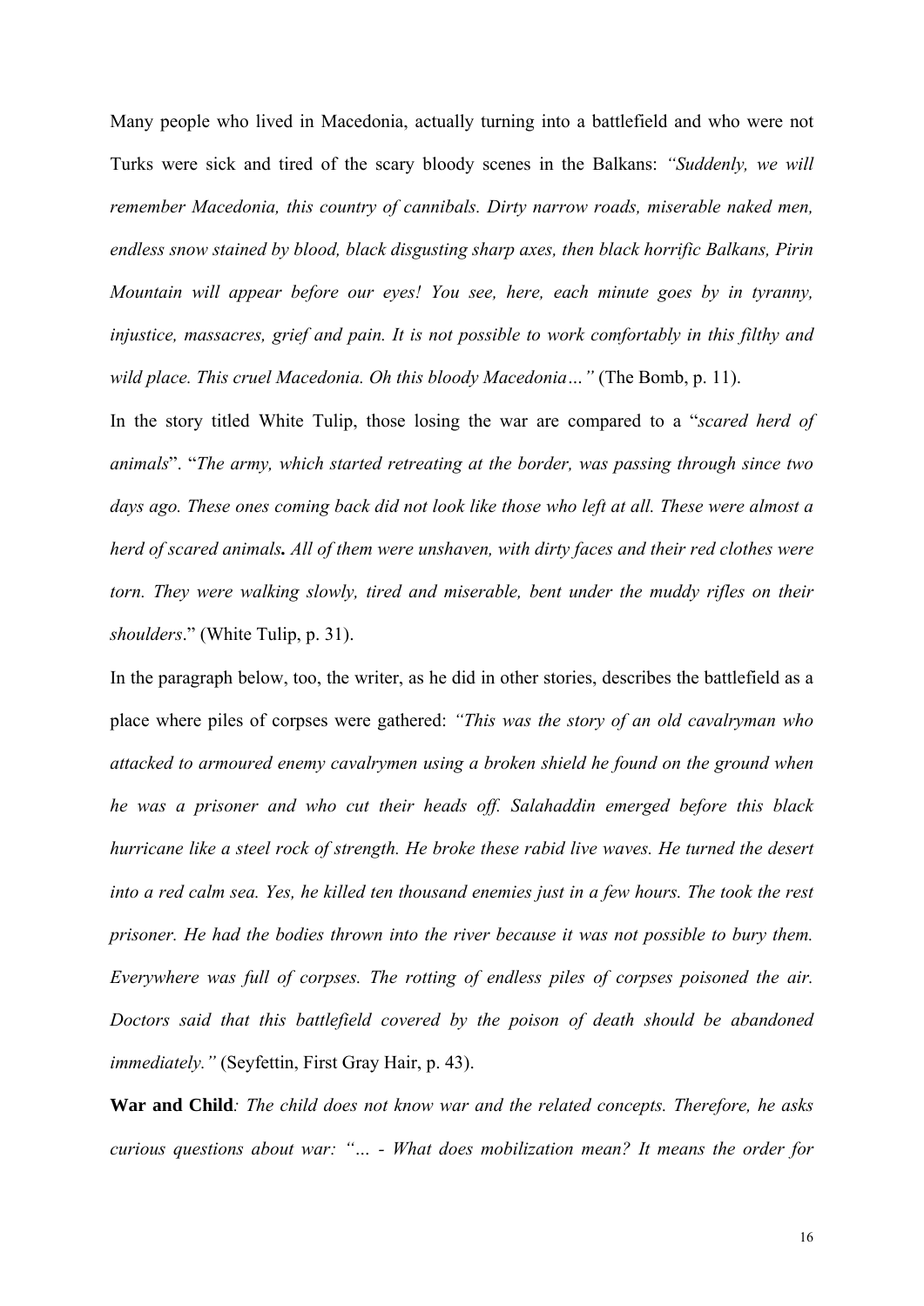Many people who lived in Macedonia, actually turning into a battlefield and who were not Turks were sick and tired of the scary bloody scenes in the Balkans: *"Suddenly, we will remember Macedonia, this country of cannibals. Dirty narrow roads, miserable naked men, endless snow stained by blood, black disgusting sharp axes, then black horrific Balkans, Pirin Mountain will appear before our eyes! You see, here, each minute goes by in tyranny, injustice, massacres, grief and pain. It is not possible to work comfortably in this filthy and wild place. This cruel Macedonia. Oh this bloody Macedonia…"* (The Bomb, p. 11).

In the story titled White Tulip, those losing the war are compared to a "*scared herd of animals*". "*The army, which started retreating at the border, was passing through since two days ago. These ones coming back did not look like those who left at all. These were almost a herd of scared animals**.** All of them were unshaven, with dirty faces and their red clothes were torn. They were walking slowly, tired and miserable, bent under the muddy rifles on their shoulders*." (White Tulip, p. 31).

In the paragraph below, too, the writer, as he did in other stories, describes the battlefield as a place where piles of corpses were gathered: *"This was the story of an old cavalryman who attacked to armoured enemy cavalrymen using a broken shield he found on the ground when he was a prisoner and who cut their heads off. Salahaddin emerged before this black hurricane like a steel rock of strength. He broke these rabid live waves. He turned the desert into a red calm sea. Yes, he killed ten thousand enemies just in a few hours. The took the rest prisoner. He had the bodies thrown into the river because it was not possible to bury them. Everywhere was full of corpses. The rotting of endless piles of corpses poisoned the air. Doctors said that this battlefield covered by the poison of death should be abandoned immediately."* (Seyfettin, First Gray Hair, p. 43).

**War and Child***: The child does not know war and the related concepts. Therefore, he asks curious questions about war: "… - What does mobilization mean? It means the order for*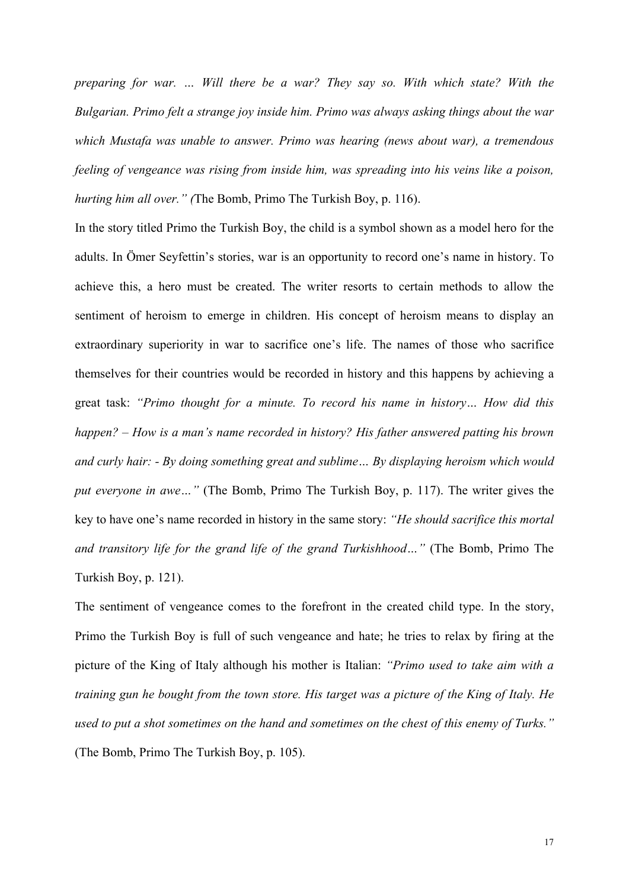*preparing for war. … Will there be a war? They say so. With which state? With the Bulgarian. Primo felt a strange joy inside him. Primo was always asking things about the war which Mustafa was unable to answer. Primo was hearing (news about war), a tremendous feeling of vengeance was rising from inside him, was spreading into his veins like a poison, hurting him all over." (*The Bomb, Primo The Turkish Boy, p. 116).

In the story titled Primo the Turkish Boy, the child is a symbol shown as a model hero for the adults. In Ömer Seyfettin's stories, war is an opportunity to record one's name in history. To achieve this, a hero must be created. The writer resorts to certain methods to allow the sentiment of heroism to emerge in children. His concept of heroism means to display an extraordinary superiority in war to sacrifice one's life. The names of those who sacrifice themselves for their countries would be recorded in history and this happens by achieving a great task: *"Primo thought for a minute. To record his name in history… How did this happen? – How is a man's name recorded in history? His father answered patting his brown and curly hair: - By doing something great and sublime… By displaying heroism which would put everyone in awe…"* (The Bomb, Primo The Turkish Boy, p. 117). The writer gives the key to have one's name recorded in history in the same story: *"He should sacrifice this mortal and transitory life for the grand life of the grand Turkishhood…"* (The Bomb, Primo The Turkish Boy, p. 121).

The sentiment of vengeance comes to the forefront in the created child type. In the story, Primo the Turkish Boy is full of such vengeance and hate; he tries to relax by firing at the picture of the King of Italy although his mother is Italian: *"Primo used to take aim with a training gun he bought from the town store. His target was a picture of the King of Italy. He used to put a shot sometimes on the hand and sometimes on the chest of this enemy of Turks."* (The Bomb, Primo The Turkish Boy, p. 105).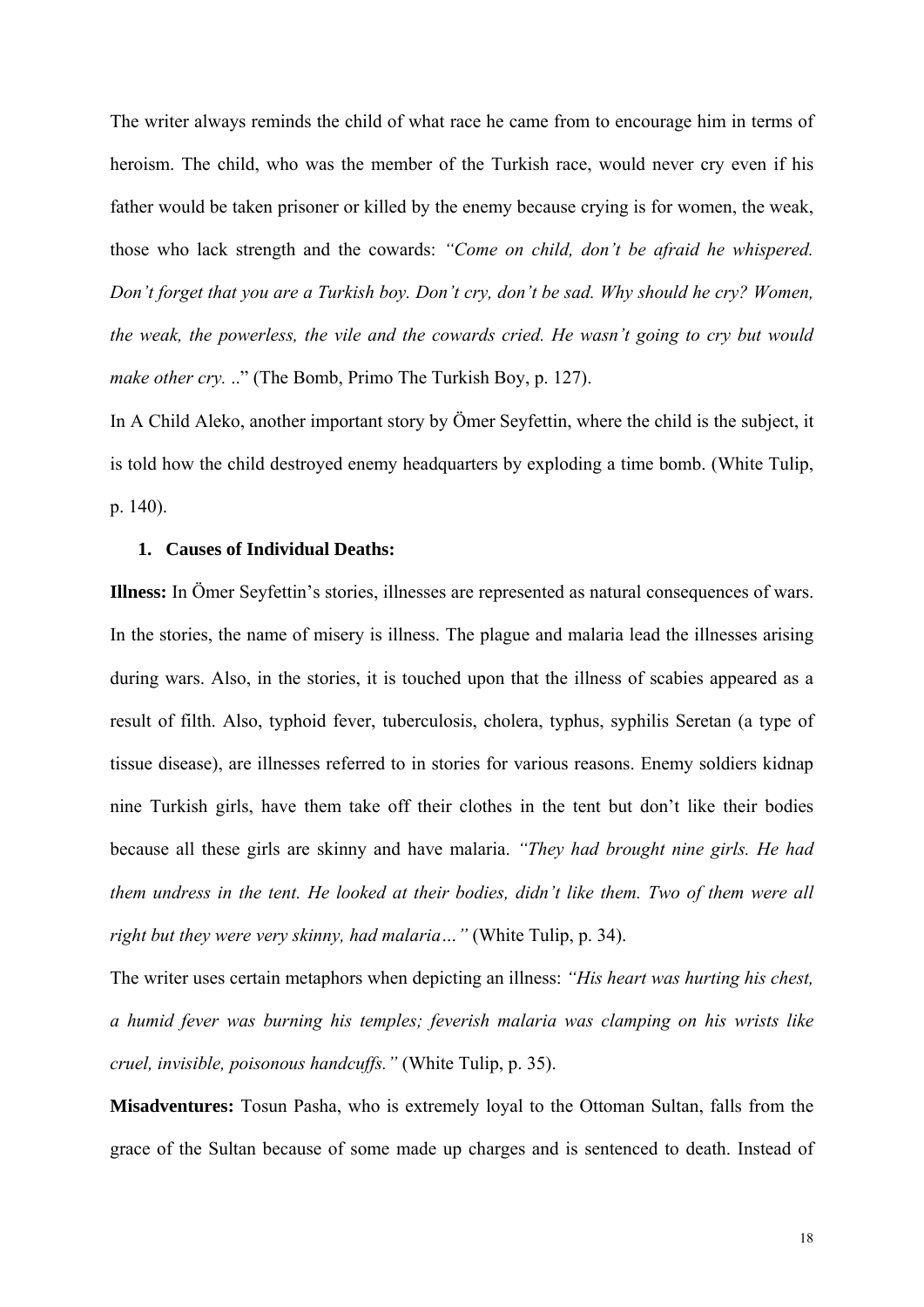The writer always reminds the child of what race he came from to encourage him in terms of heroism. The child, who was the member of the Turkish race, would never cry even if his father would be taken prisoner or killed by the enemy because crying is for women, the weak, those who lack strength and the cowards: *"Come on child, don't be afraid he whispered. Don't forget that you are a Turkish boy. Don't cry, don't be sad. Why should he cry? Women, the weak, the powerless, the vile and the cowards cried. He wasn't going to cry but would make other cry. .*." (The Bomb, Primo The Turkish Boy, p. 127).

In A Child Aleko, another important story by Ömer Seyfettin, where the child is the subject, it is told how the child destroyed enemy headquarters by exploding a time bomb. (White Tulip, p. 140).

1. **Causes of Individual Deaths:**

**Illness:** In Ömer Seyfettin's stories, illnesses are represented as natural consequences of wars. In the stories, the name of misery is illness. The plague and malaria lead the illnesses arising during wars. Also, in the stories, it is touched upon that the illness of scabies appeared as a result of filth. Also, typhoid fever, tuberculosis, cholera, typhus, syphilis Seretan (a type of tissue disease), are illnesses referred to in stories for various reasons. Enemy soldiers kidnap nine Turkish girls, have them take off their clothes in the tent but don't like their bodies because all these girls are skinny and have malaria. *"They had brought nine girls. He had them undress in the tent. He looked at their bodies, didn't like them. Two of them were all right but they were very skinny, had malaria…"* (White Tulip, p. 34).

The writer uses certain metaphors when depicting an illness: *"His heart was hurting his chest, a humid fever was burning his temples; feverish malaria was clamping on his wrists like cruel, invisible, poisonous handcuffs."* (White Tulip, p. 35).

**Misadventures:** Tosun Pasha, who is extremely loyal to the Ottoman Sultan, falls from the grace of the Sultan because of some made up charges and is sentenced to death. Instead of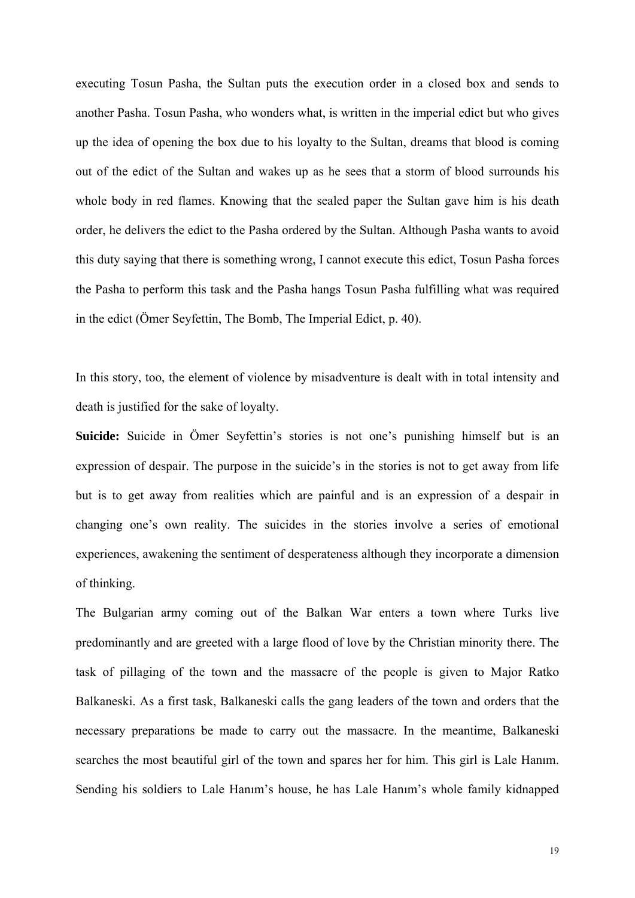executing Tosun Pasha, the Sultan puts the execution order in a closed box and sends to another Pasha. Tosun Pasha, who wonders what, is written in the imperial edict but who gives up the idea of opening the box due to his loyalty to the Sultan, dreams that blood is coming out of the edict of the Sultan and wakes up as he sees that a storm of blood surrounds his whole body in red flames. Knowing that the sealed paper the Sultan gave him is his death order, he delivers the edict to the Pasha ordered by the Sultan. Although Pasha wants to avoid this duty saying that there is something wrong, I cannot execute this edict, Tosun Pasha forces the Pasha to perform this task and the Pasha hangs Tosun Pasha fulfilling what was required in the edict (Ömer Seyfettin, The Bomb, The Imperial Edict, p. 40).

In this story, too, the element of violence by misadventure is dealt with in total intensity and death is justified for the sake of loyalty.

**Suicide:** Suicide in Ömer Seyfettin's stories is not one's punishing himself but is an expression of despair. The purpose in the suicide's in the stories is not to get away from life but is to get away from realities which are painful and is an expression of a despair in changing one's own reality. The suicides in the stories involve a series of emotional experiences, awakening the sentiment of desperateness although they incorporate a dimension of thinking.

The Bulgarian army coming out of the Balkan War enters a town where Turks live predominantly and are greeted with a large flood of love by the Christian minority there. The task of pillaging of the town and the massacre of the people is given to Major Ratko Balkaneski. As a first task, Balkaneski calls the gang leaders of the town and orders that the necessary preparations be made to carry out the massacre. In the meantime, Balkaneski searches the most beautiful girl of the town and spares her for him. This girl is Lale Hanım. Sending his soldiers to Lale Hanım's house, he has Lale Hanım's whole family kidnapped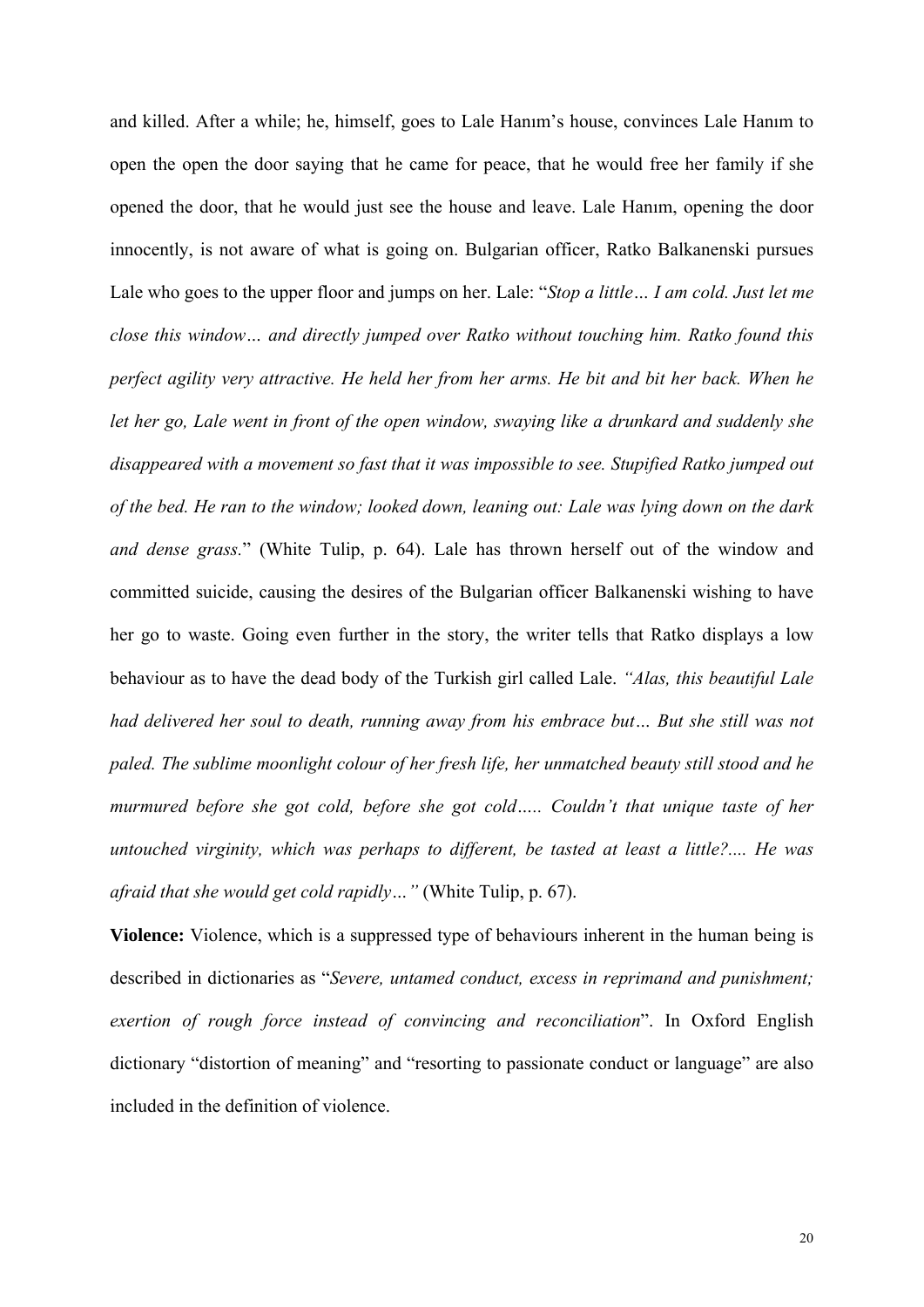and killed. After a while; he, himself, goes to Lale Hanım's house, convinces Lale Hanım to open the open the door saying that he came for peace, that he would free her family if she opened the door, that he would just see the house and leave. Lale Hanım, opening the door innocently, is not aware of what is going on. Bulgarian officer, Ratko Balkanenski pursues Lale who goes to the upper floor and jumps on her. Lale: "*Stop a little… I am cold. Just let me close this window… and directly jumped over Ratko without touching him. Ratko found this perfect agility very attractive. He held her from her arms. He bit and bit her back. When he let her go, Lale went in front of the open window, swaying like a drunkard and suddenly she disappeared with a movement so fast that it was impossible to see. Stupified Ratko jumped out of the bed. He ran to the window; looked down, leaning out: Lale was lying down on the dark and dense grass.*" (White Tulip, p. 64). Lale has thrown herself out of the window and committed suicide, causing the desires of the Bulgarian officer Balkanenski wishing to have her go to waste. Going even further in the story, the writer tells that Ratko displays a low behaviour as to have the dead body of the Turkish girl called Lale. *"Alas, this beautiful Lale had delivered her soul to death, running away from his embrace but… But she still was not paled. The sublime moonlight colour of her fresh life, her unmatched beauty still stood and he murmured before she got cold, before she got cold….. Couldn't that unique taste of her untouched virginity, which was perhaps to different, be tasted at least a little?.... He was afraid that she would get cold rapidly…"* (White Tulip, p. 67).

**Violence:** Violence, which is a suppressed type of behaviours inherent in the human being is described in dictionaries as "*Severe, untamed conduct, excess in reprimand and punishment; exertion of rough force instead of convincing and reconciliation*". In Oxford English dictionary "distortion of meaning" and "resorting to passionate conduct or language" are also included in the definition of violence.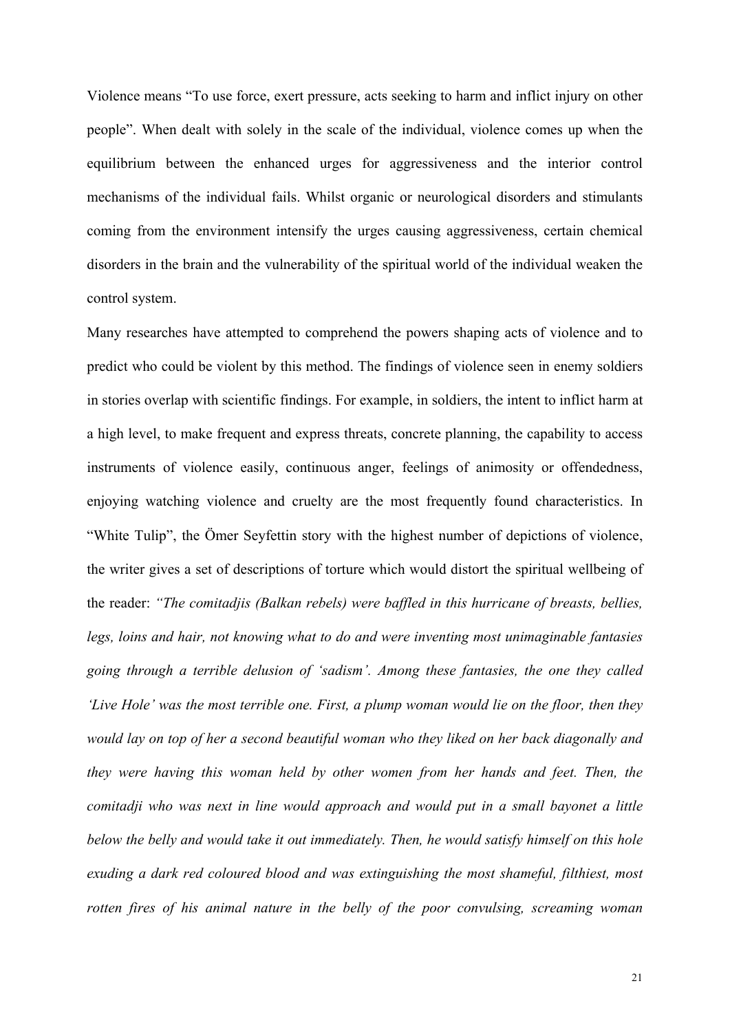Violence means "To use force, exert pressure, acts seeking to harm and inflict injury on other people". When dealt with solely in the scale of the individual, violence comes up when the equilibrium between the enhanced urges for aggressiveness and the interior control mechanisms of the individual fails. Whilst organic or neurological disorders and stimulants coming from the environment intensify the urges causing aggressiveness, certain chemical disorders in the brain and the vulnerability of the spiritual world of the individual weaken the control system.

Many researches have attempted to comprehend the powers shaping acts of violence and to predict who could be violent by this method. The findings of violence seen in enemy soldiers in stories overlap with scientific findings. For example, in soldiers, the intent to inflict harm at a high level, to make frequent and express threats, concrete planning, the capability to access instruments of violence easily, continuous anger, feelings of animosity or offendedness, enjoying watching violence and cruelty are the most frequently found characteristics. In "White Tulip", the Ömer Seyfettin story with the highest number of depictions of violence, the writer gives a set of descriptions of torture which would distort the spiritual wellbeing of the reader: *"The comitadjis (Balkan rebels) were baffled in this hurricane of breasts, bellies, legs, loins and hair, not knowing what to do and were inventing most unimaginable fantasies going through a terrible delusion of 'sadism'. Among these fantasies, the one they called 'Live Hole' was the most terrible one. First, a plump woman would lie on the floor, then they would lay on top of her a second beautiful woman who they liked on her back diagonally and they were having this woman held by other women from her hands and feet. Then, the comitadji who was next in line would approach and would put in a small bayonet a little below the belly and would take it out immediately. Then, he would satisfy himself on this hole exuding a dark red coloured blood and was extinguishing the most shameful, filthiest, most rotten fires of his animal nature in the belly of the poor convulsing, screaming woman*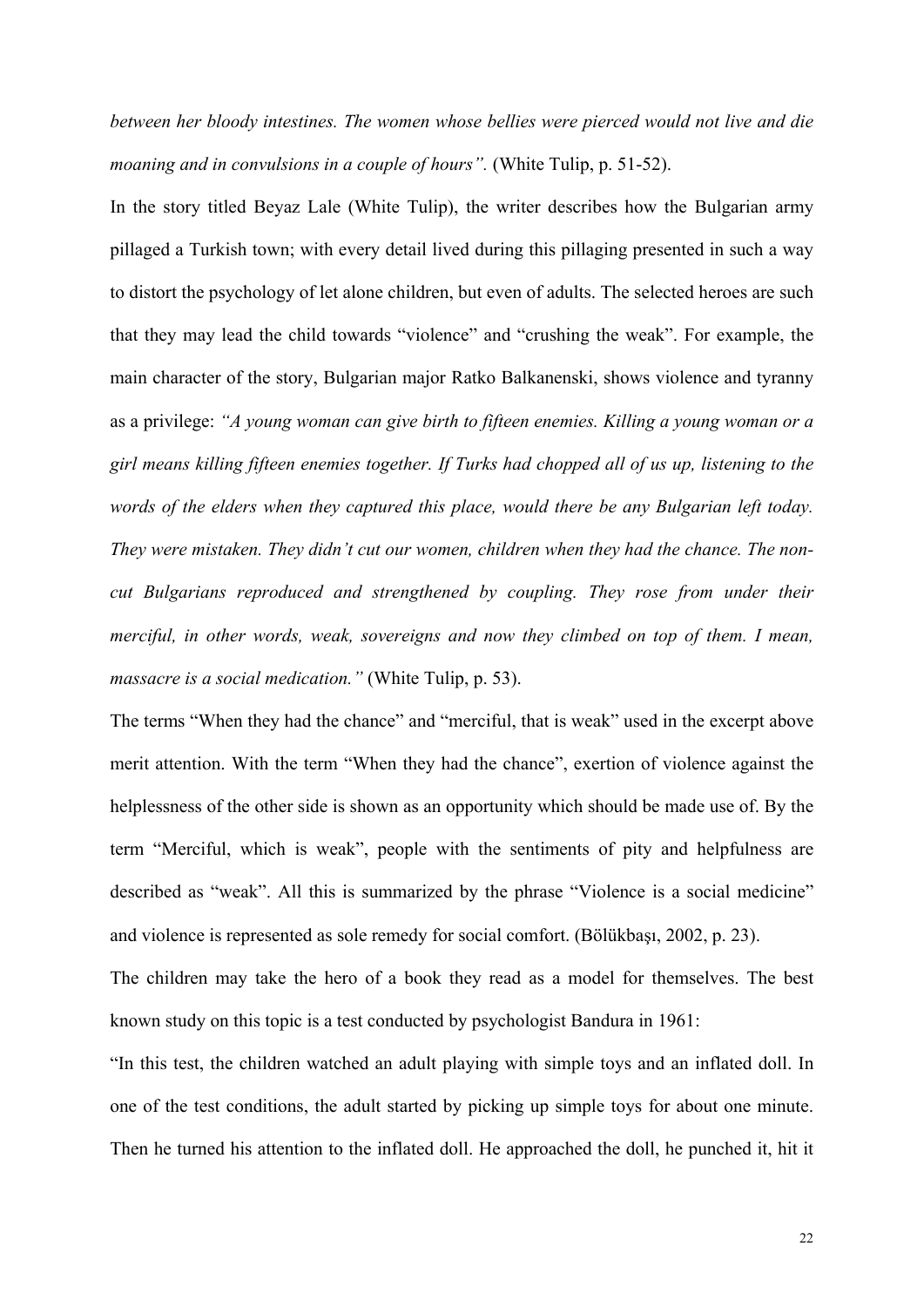*between her bloody intestines. The women whose bellies were pierced would not live and die moaning and in convulsions in a couple of hours".* (White Tulip, p. 51-52).

In the story titled Beyaz Lale (White Tulip), the writer describes how the Bulgarian army pillaged a Turkish town; with every detail lived during this pillaging presented in such a way to distort the psychology of let alone children, but even of adults. The selected heroes are such that they may lead the child towards "violence" and "crushing the weak". For example, the main character of the story, Bulgarian major Ratko Balkanenski, shows violence and tyranny as a privilege: *"A young woman can give birth to fifteen enemies. Killing a young woman or a girl means killing fifteen enemies together. If Turks had chopped all of us up, listening to the words of the elders when they captured this place, would there be any Bulgarian left today. They were mistaken. They didn't cut our women, children when they had the chance. The non-cut Bulgarians reproduced and strengthened by coupling. They rose from under their merciful, in other words, weak, sovereigns and now they climbed on top of them. I mean, massacre is a social medication."* (White Tulip, p. 53).

The terms "When they had the chance" and "merciful, that is weak" used in the excerpt above merit attention. With the term "When they had the chance", exertion of violence against the helplessness of the other side is shown as an opportunity which should be made use of. By the term "Merciful, which is weak", people with the sentiments of pity and helpfulness are described as "weak". All this is summarized by the phrase "Violence is a social medicine" and violence is represented as sole remedy for social comfort. (Bölükbaşı, 2002, p. 23).

The children may take the hero of a book they read as a model for themselves. The best known study on this topic is a test conducted by psychologist Bandura in 1961:

"In this test, the children watched an adult playing with simple toys and an inflated doll. In one of the test conditions, the adult started by picking up simple toys for about one minute. Then he turned his attention to the inflated doll. He approached the doll, he punched it, hit it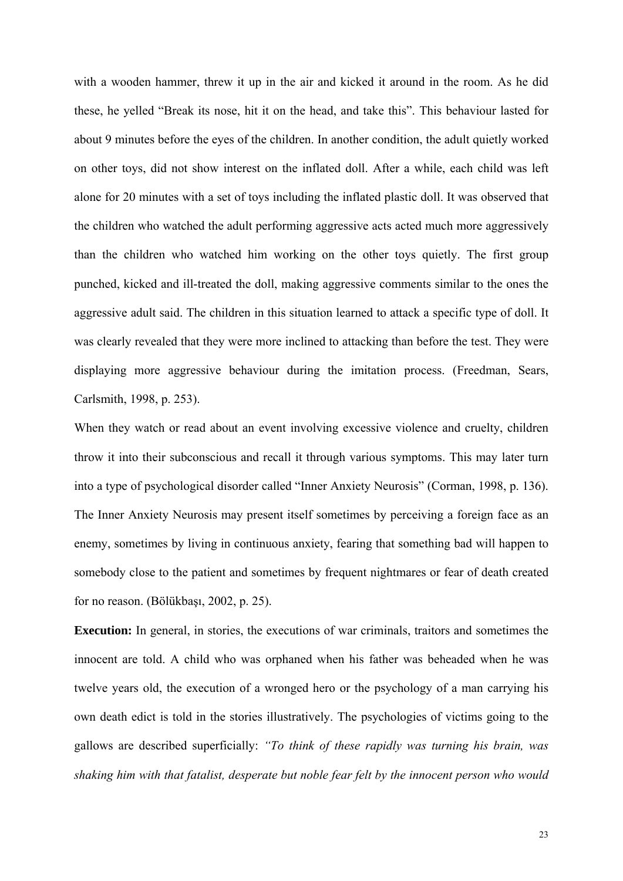with a wooden hammer, threw it up in the air and kicked it around in the room. As he did these, he yelled "Break its nose, hit it on the head, and take this". This behaviour lasted for about 9 minutes before the eyes of the children. In another condition, the adult quietly worked on other toys, did not show interest on the inflated doll. After a while, each child was left alone for 20 minutes with a set of toys including the inflated plastic doll. It was observed that the children who watched the adult performing aggressive acts acted much more aggressively than the children who watched him working on the other toys quietly. The first group punched, kicked and ill-treated the doll, making aggressive comments similar to the ones the aggressive adult said. The children in this situation learned to attack a specific type of doll. It was clearly revealed that they were more inclined to attacking than before the test. They were displaying more aggressive behaviour during the imitation process. (Freedman, Sears, Carlsmith, 1998, p. 253).

When they watch or read about an event involving excessive violence and cruelty, children throw it into their subconscious and recall it through various symptoms. This may later turn into a type of psychological disorder called "Inner Anxiety Neurosis" (Corman, 1998, p. 136). The Inner Anxiety Neurosis may present itself sometimes by perceiving a foreign face as an enemy, sometimes by living in continuous anxiety, fearing that something bad will happen to somebody close to the patient and sometimes by frequent nightmares or fear of death created for no reason. (Bölükbaşı, 2002, p. 25).

**Execution:** In general, in stories, the executions of war criminals, traitors and sometimes the innocent are told. A child who was orphaned when his father was beheaded when he was twelve years old, the execution of a wronged hero or the psychology of a man carrying his own death edict is told in the stories illustratively. The psychologies of victims going to the gallows are described superficially: *"To think of these rapidly was turning his brain, was shaking him with that fatalist, desperate but noble fear felt by the innocent person who would*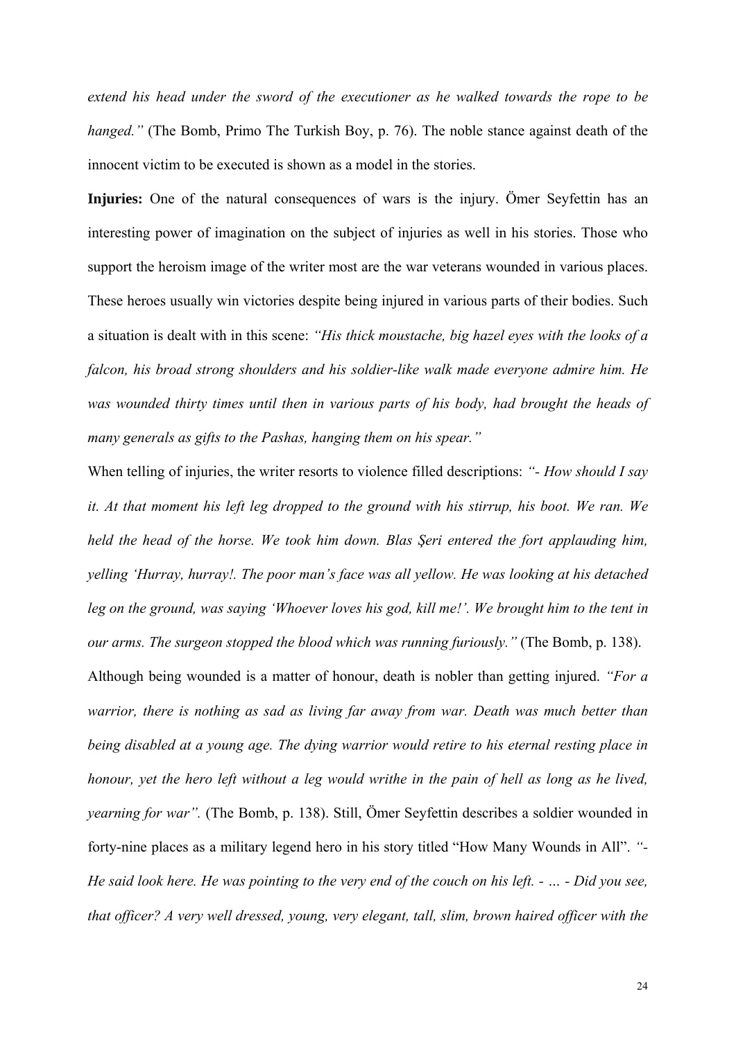*extend his head under the sword of the executioner as he walked towards the rope to be hanged."* (The Bomb, Primo The Turkish Boy, p. 76). The noble stance against death of the innocent victim to be executed is shown as a model in the stories.

**Injuries:** One of the natural consequences of wars is the injury. Ömer Seyfettin has an interesting power of imagination on the subject of injuries as well in his stories. Those who support the heroism image of the writer most are the war veterans wounded in various places. These heroes usually win victories despite being injured in various parts of their bodies. Such a situation is dealt with in this scene: *"His thick moustache, big hazel eyes with the looks of a falcon, his broad strong shoulders and his soldier-like walk made everyone admire him. He was wounded thirty times until then in various parts of his body, had brought the heads of many generals as gifts to the Pashas, hanging them on his spear."*

When telling of injuries, the writer resorts to violence filled descriptions: *"- How should I say it. At that moment his left leg dropped to the ground with his stirrup, his boot. We ran. We held the head of the horse. We took him down. Blas Şeri entered the fort applauding him, yelling 'Hurray, hurray!. The poor man's face was all yellow. He was looking at his detached leg on the ground, was saying 'Whoever loves his god, kill me!'. We brought him to the tent in our arms. The surgeon stopped the blood which was running furiously."* (The Bomb, p. 138).

Although being wounded is a matter of honour, death is nobler than getting injured. *"For a warrior, there is nothing as sad as living far away from war. Death was much better than being disabled at a young age. The dying warrior would retire to his eternal resting place in honour, yet the hero left without a leg would writhe in the pain of hell as long as he lived, yearning for war".* (The Bomb, p. 138). Still, Ömer Seyfettin describes a soldier wounded in forty-nine places as a military legend hero in his story titled "How Many Wounds in All". *"- He said look here. He was pointing to the very end of the couch on his left. - … - Did you see, that officer? A very well dressed, young, very elegant, tall, slim, brown haired officer with the*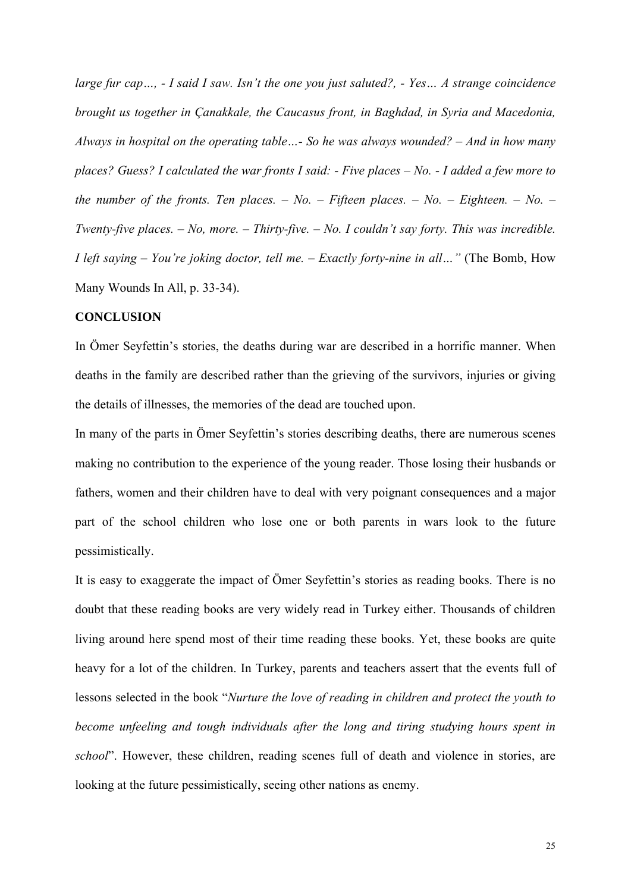*large fur cap…, - I said I saw. Isn't the one you just saluted?, - Yes… A strange coincidence brought us together in Çanakkale, the Caucasus front, in Baghdad, in Syria and Macedonia, Always in hospital on the operating table…- So he was always wounded? – And in how many places? Guess? I calculated the war fronts I said: - Five places – No. - I added a few more to the number of the fronts. Ten places. – No. – Fifteen places. – No. – Eighteen. – No. – Twenty-five places. – No, more. – Thirty-five. – No. I couldn't say forty. This was incredible. I left saying – You're joking doctor, tell me. – Exactly forty-nine in all…"* (The Bomb, How Many Wounds In All, p. 33-34).

**CONCLUSION**

In Ömer Seyfettin's stories, the deaths during war are described in a horrific manner. When deaths in the family are described rather than the grieving of the survivors, injuries or giving the details of illnesses, the memories of the dead are touched upon.

In many of the parts in Ömer Seyfettin's stories describing deaths, there are numerous scenes making no contribution to the experience of the young reader. Those losing their husbands or fathers, women and their children have to deal with very poignant consequences and a major part of the school children who lose one or both parents in wars look to the future pessimistically.

It is easy to exaggerate the impact of Ömer Seyfettin's stories as reading books. There is no doubt that these reading books are very widely read in Turkey either. Thousands of children living around here spend most of their time reading these books. Yet, these books are quite heavy for a lot of the children. In Turkey, parents and teachers assert that the events full of lessons selected in the book "*Nurture the love of reading in children and protect the youth to become unfeeling and tough individuals after the long and tiring studying hours spent in school*". However, these children, reading scenes full of death and violence in stories, are looking at the future pessimistically, seeing other nations as enemy.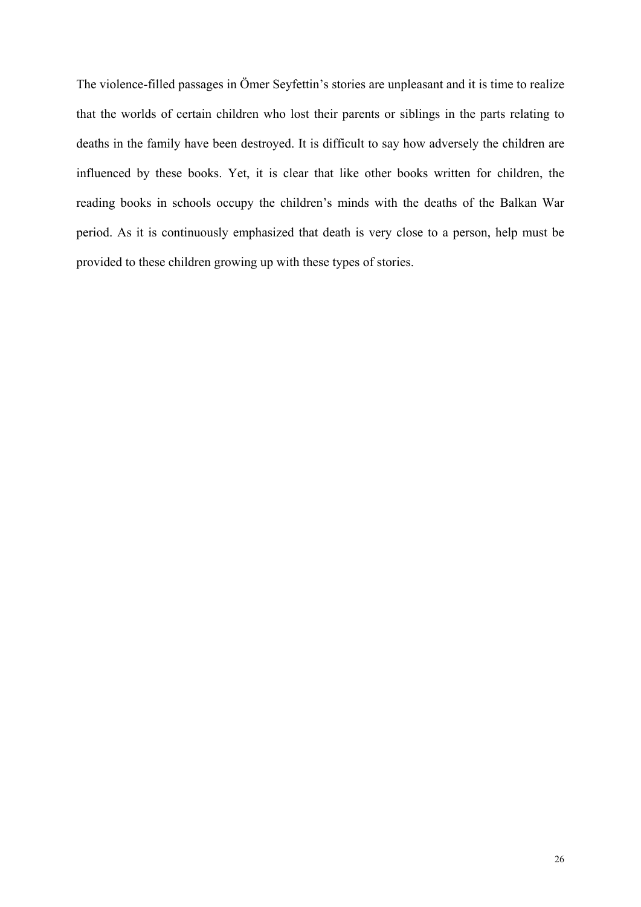The violence-filled passages in Ömer Seyfettin's stories are unpleasant and it is time to realize that the worlds of certain children who lost their parents or siblings in the parts relating to deaths in the family have been destroyed. It is difficult to say how adversely the children are influenced by these books. Yet, it is clear that like other books written for children, the reading books in schools occupy the children's minds with the deaths of the Balkan War period. As it is continuously emphasized that death is very close to a person, help must be provided to these children growing up with these types of stories.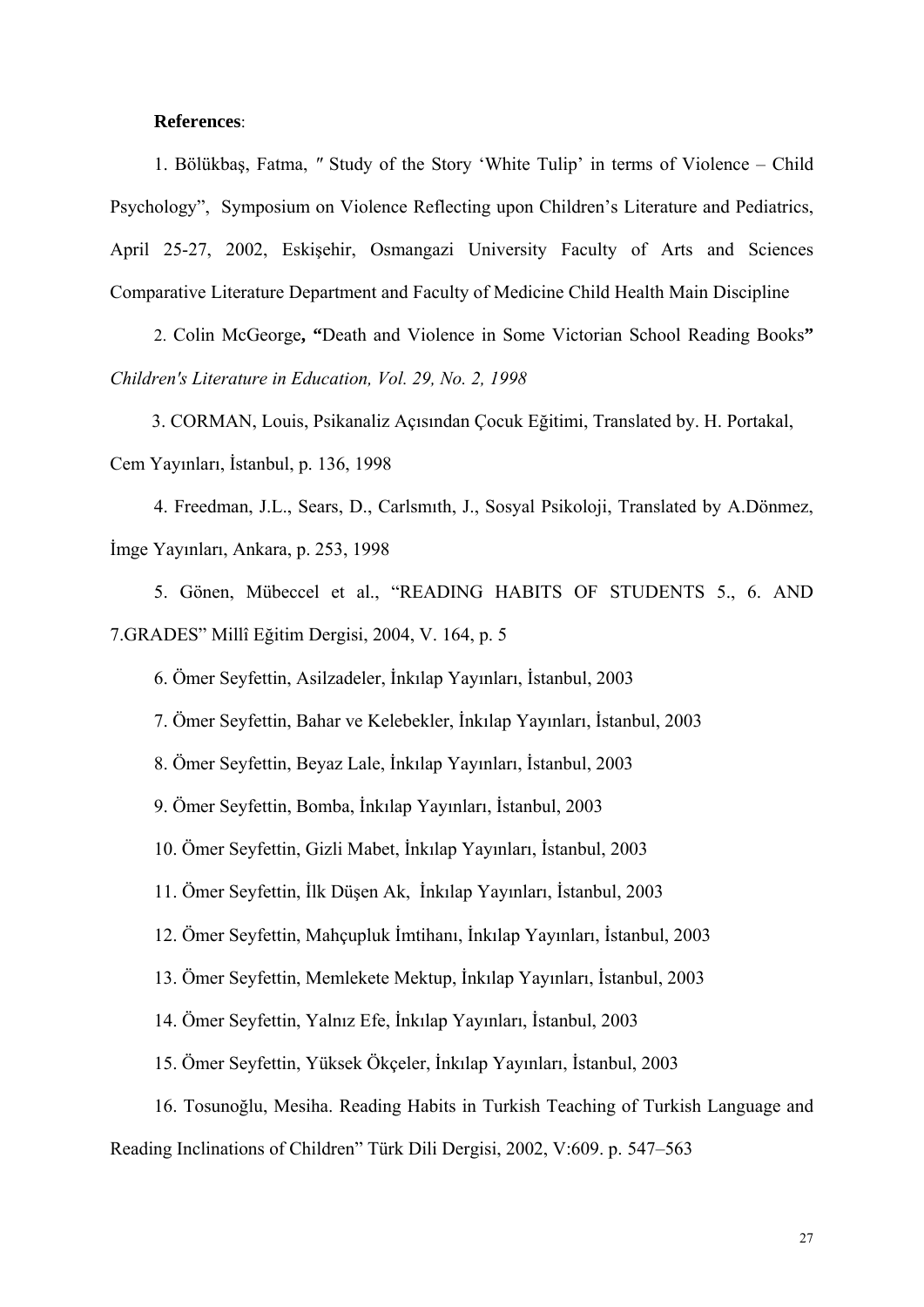**References**:

1. Bölükbaş, Fatma, ″ Study of the Story 'White Tulip' in terms of Violence – Child Psychology", Symposium on Violence Reflecting upon Children's Literature and Pediatrics, April 25-27, 2002, Eskişehir, Osmangazi University Faculty of Arts and Sciences Comparative Literature Department and Faculty of Medicine Child Health Main Discipline

2. Colin McGeorge**, "**Death and Violence in Some Victorian School Reading Books**"** *Children's Literature in Education, Vol. 29, No. 2, 1998*

3. CORMAN, Louis, Psikanaliz Açısından Çocuk Eğitimi, Translated by. H. Portakal, Cem Yayınları, İstanbul, p. 136, 1998

4. Freedman, J.L., Sears, D., Carlsmıth, J., Sosyal Psikoloji, Translated by A.Dönmez, İmge Yayınları, Ankara, p. 253, 1998

5. Gönen, Mübeccel et al., "READING HABITS OF STUDENTS 5., 6. AND 7.GRADES" Millî Eğitim Dergisi, 2004, V. 164, p. 5

6. Ömer Seyfettin, Asilzadeler, İnkılap Yayınları, İstanbul, 2003

7. Ömer Seyfettin, Bahar ve Kelebekler, İnkılap Yayınları, İstanbul, 2003

8. Ömer Seyfettin, Beyaz Lale, İnkılap Yayınları, İstanbul, 2003

9. Ömer Seyfettin, Bomba, İnkılap Yayınları, İstanbul, 2003

10. Ömer Seyfettin, Gizli Mabet, İnkılap Yayınları, İstanbul, 2003

11. Ömer Seyfettin, İlk Düşen Ak, İnkılap Yayınları, İstanbul, 2003

12. Ömer Seyfettin, Mahçupluk İmtihanı, İnkılap Yayınları, İstanbul, 2003

13. Ömer Seyfettin, Memlekete Mektup, İnkılap Yayınları, İstanbul, 2003

14. Ömer Seyfettin, Yalnız Efe, İnkılap Yayınları, İstanbul, 2003

15. Ömer Seyfettin, Yüksek Ökçeler, İnkılap Yayınları, İstanbul, 2003

16. Tosunoğlu, Mesiha. Reading Habits in Turkish Teaching of Turkish Language and Reading Inclinations of Children" Türk Dili Dergisi, 2002, V:609. p. 547–563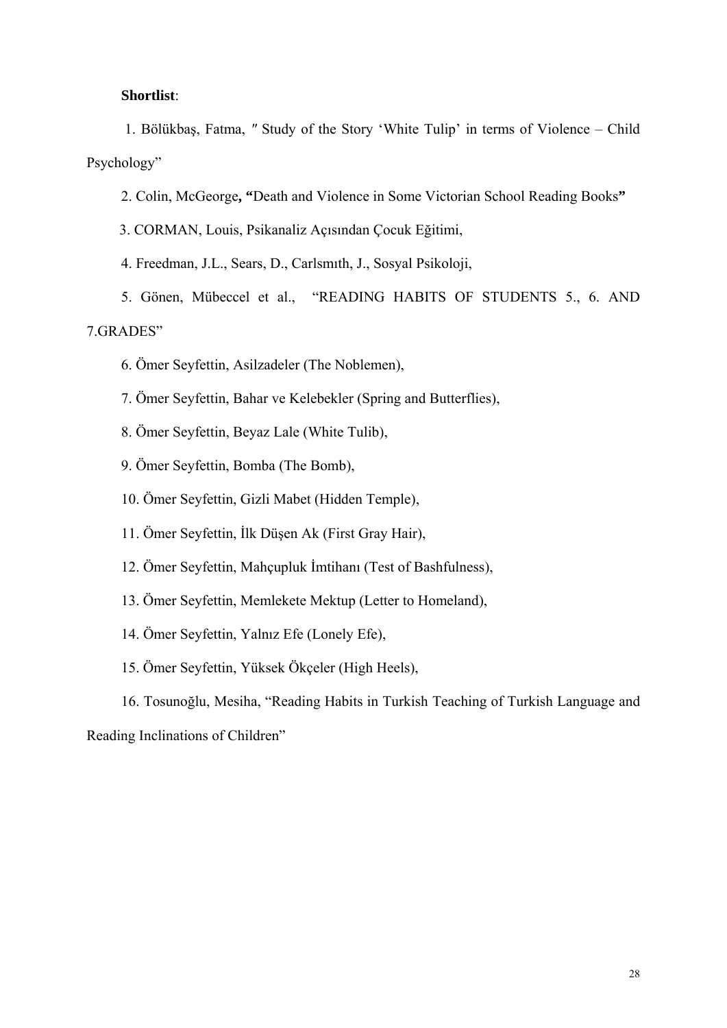**Shortlist**:

1. Bölükbaş, Fatma, ″ Study of the Story 'White Tulip' in terms of Violence – Child Psychology"
2. Colin, McGeorge**, "**Death and Violence in Some Victorian School Reading Books**"**
3. CORMAN, Louis, Psikanaliz Açısından Çocuk Eğitimi,
4. Freedman, J.L., Sears, D., Carlsmıth, J., Sosyal Psikoloji,
5. Gönen, Mübeccel et al., "READING HABITS OF STUDENTS 5., 6. AND 7.GRADES"
6. Ömer Seyfettin, Asilzadeler (The Noblemen),
7. Ömer Seyfettin, Bahar ve Kelebekler (Spring and Butterflies),
8. Ömer Seyfettin, Beyaz Lale (White Tulib),
9. Ömer Seyfettin, Bomba (The Bomb),
10. Ömer Seyfettin, Gizli Mabet (Hidden Temple),
11. Ömer Seyfettin, İlk Düşen Ak (First Gray Hair),
12. Ömer Seyfettin, Mahçupluk İmtihanı (Test of Bashfulness),
13. Ömer Seyfettin, Memlekete Mektup (Letter to Homeland),
14. Ömer Seyfettin, Yalnız Efe (Lonely Efe),
15. Ömer Seyfettin, Yüksek Ökçeler (High Heels),
16. Tosunoğlu, Mesiha, "Reading Habits in Turkish Teaching of Turkish Language and Reading Inclinations of Children"